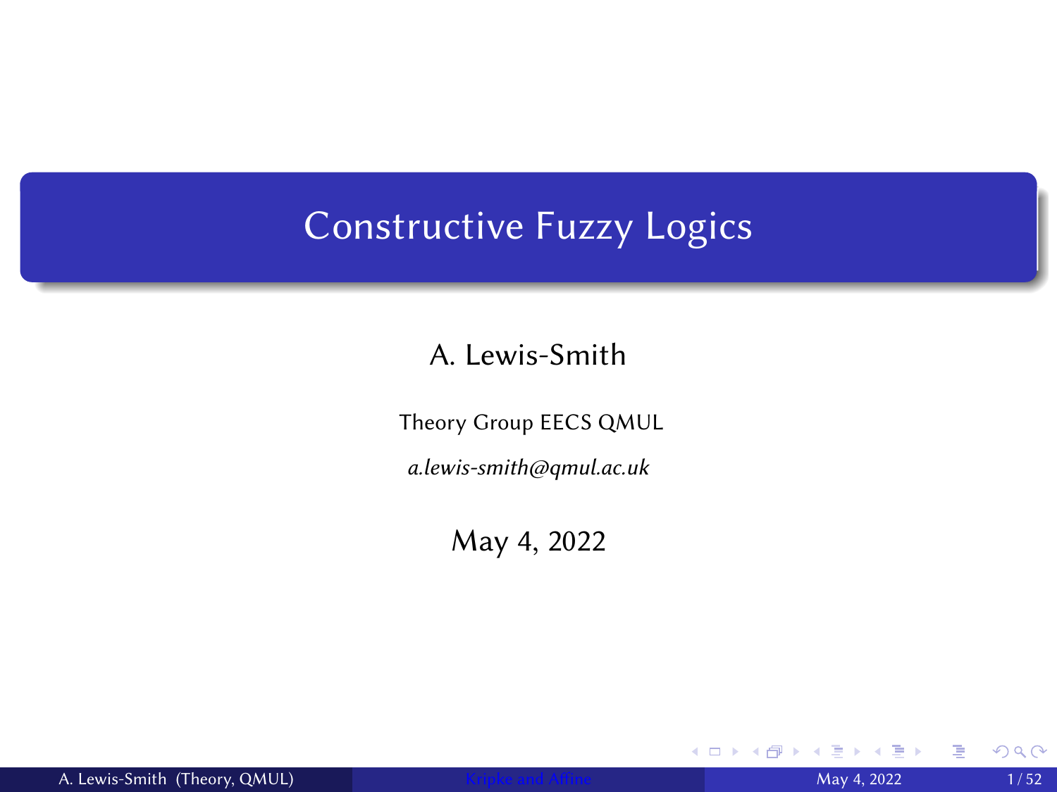# Constructive Fuzzy Logics

A. Lewis-Smith

Theory Group EECS QMUL

*a.lewis-smith@qmul.ac.uk*

May 4, 2022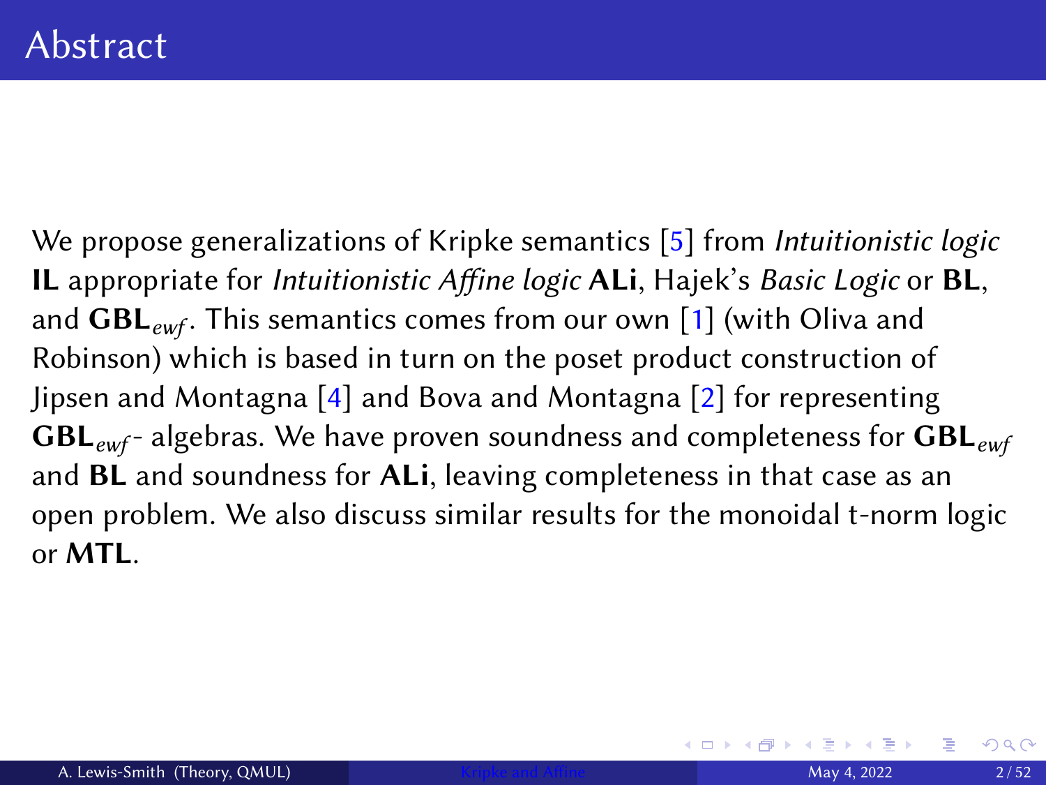# Abstract

We propose generalizations of Kripke semantics [5] from *Intuitionistic logic* **IL** appropriate for *Intuitionistic Affine logic* **ALi**, Hajek's *Basic Logic* or **BL**, and $\mathbf{GBL}_{ewf}$. This semantics comes from our own [1] (with Oliva and Robinson) which is based in turn on the poset product construction of Jipsen and Montagna [4] and Bova and Montagna [2] for representing $\mathbf{GBL}_{ewf}$- algebras. We have proven soundness and completeness for $\mathbf{GBL}_{ewf}$ and **BL** and soundness for **ALi**, leaving completeness in that case as an open problem. We also discuss similar results for the monoidal t-norm logic or **MTL**.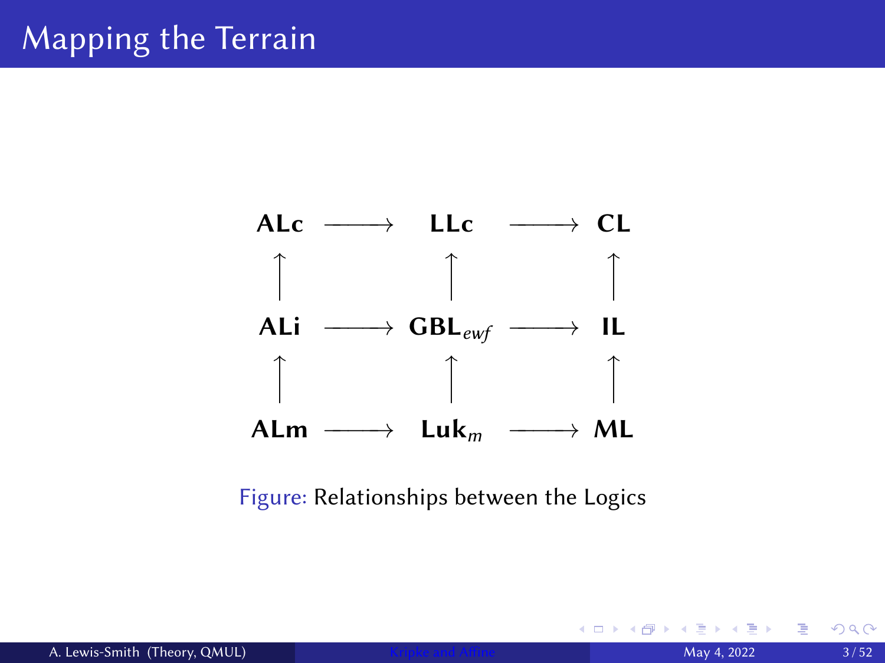# Mapping the Terrain

$$
\begin{array}{ccccc}
\textbf{ALc} & \longrightarrow & \textbf{LLc} & \longrightarrow & \textbf{CL} \\
\uparrow & & \uparrow & & \uparrow \\
\textbf{ALi} & \longrightarrow & \textbf{GBL}_{ewf} & \longrightarrow & \textbf{IL} \\
\uparrow & & \uparrow & & \uparrow \\
\textbf{ALm} & \longrightarrow & \textbf{Luk}_{m} & \longrightarrow & \textbf{ML}
\end{array}
$$

Figure: Relationships between the Logics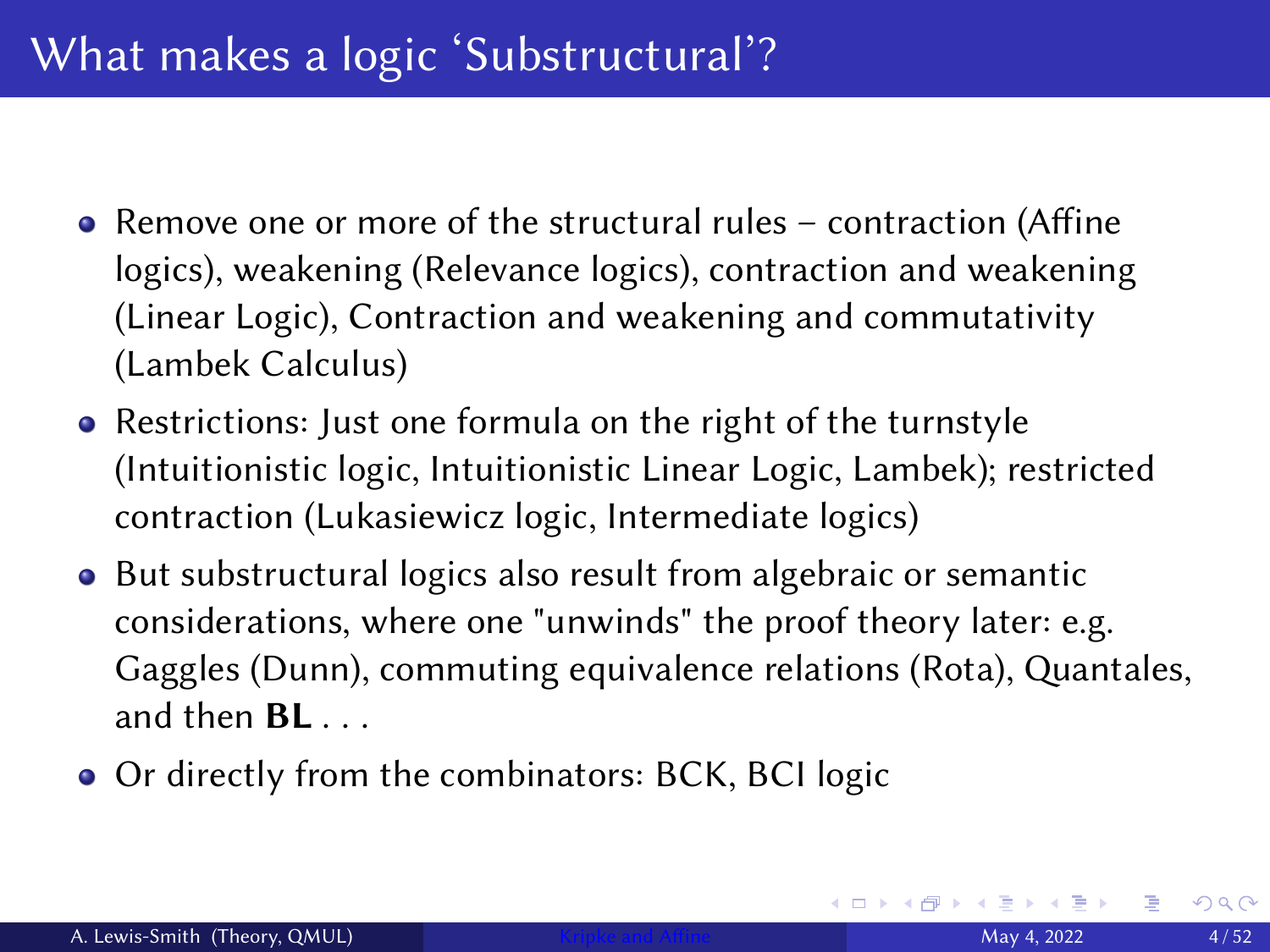# What makes a logic 'Substructural'?

- Remove one or more of the structural rules – contraction (Affine logics), weakening (Relevance logics), contraction and weakening (Linear Logic), Contraction and weakening and commutativity (Lambek Calculus)
- Restrictions: Just one formula on the right of the turnstyle (Intuitionistic logic, Intuitionistic Linear Logic, Lambek); restricted contraction (Lukasiewicz logic, Intermediate logics)
- But substructural logics also result from algebraic or semantic considerations, where one "unwinds" the proof theory later: e.g. Gaggles (Dunn), commuting equivalence relations (Rota), Quantales, and then **BL** . . .
- Or directly from the combinators: BCK, BCI logic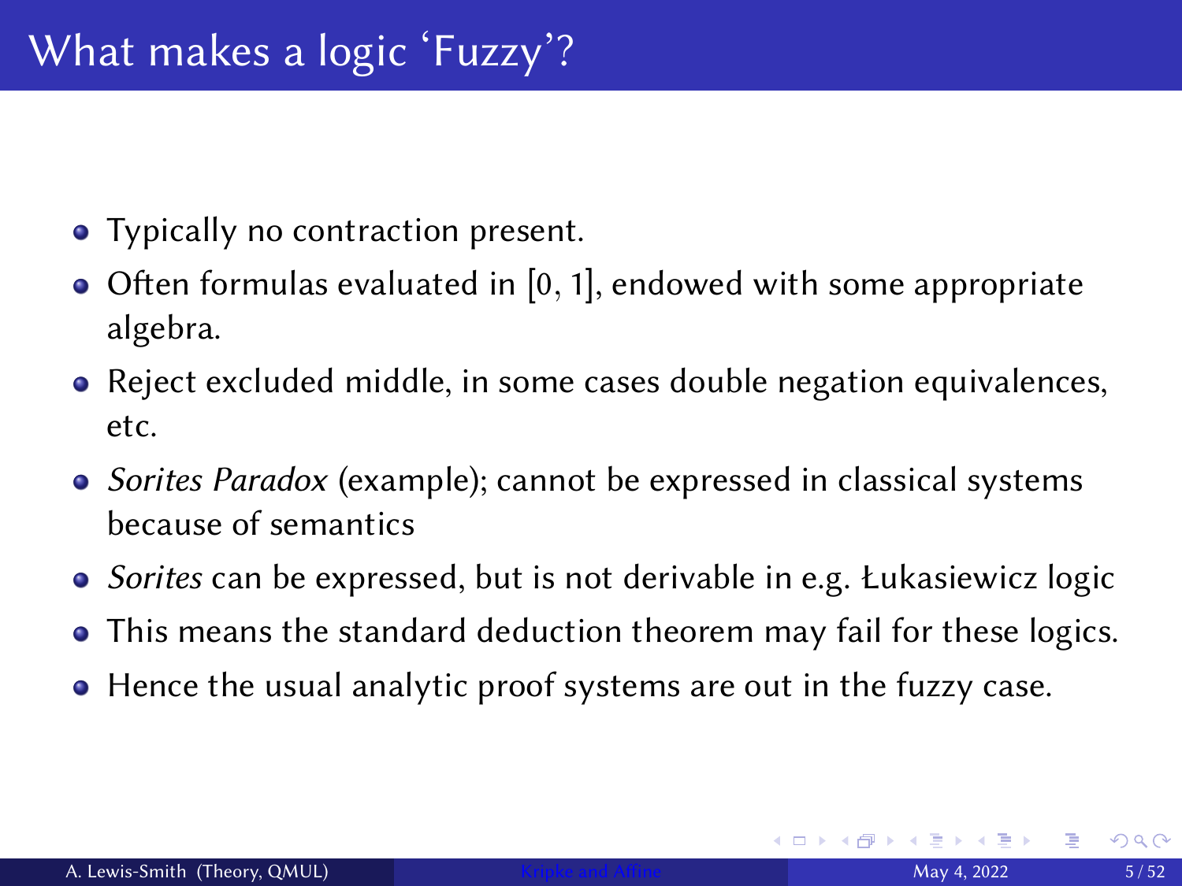# What makes a logic 'Fuzzy'?

- Typically no contraction present.
- Often formulas evaluated in $[0, 1]$, endowed with some appropriate algebra.
- Reject excluded middle, in some cases double negation equivalences, etc.
- *Sorites Paradox* (example); cannot be expressed in classical systems because of semantics
- *Sorites* can be expressed, but is not derivable in e.g. Łukasiewicz logic
- This means the standard deduction theorem may fail for these logics.
- Hence the usual analytic proof systems are out in the fuzzy case.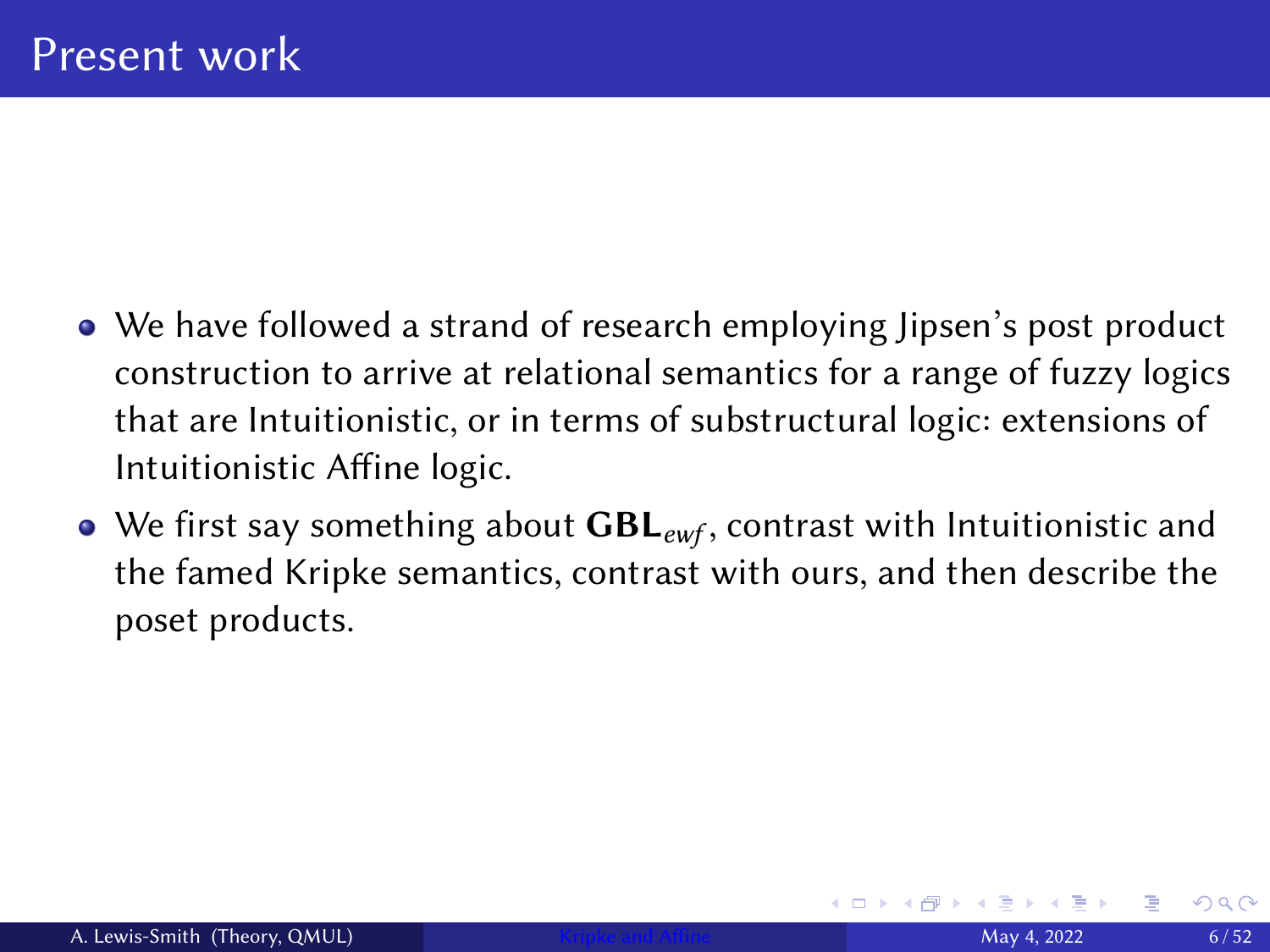# Present work

- We have followed a strand of research employing Jipsen's post product construction to arrive at relational semantics for a range of fuzzy logics that are Intuitionistic, or in terms of substructural logic: extensions of Intuitionistic Affine logic.
- We first say something about $\mathbf{GBL}_{ewf}$, contrast with Intuitionistic and the famed Kripke semantics, contrast with ours, and then describe the poset products.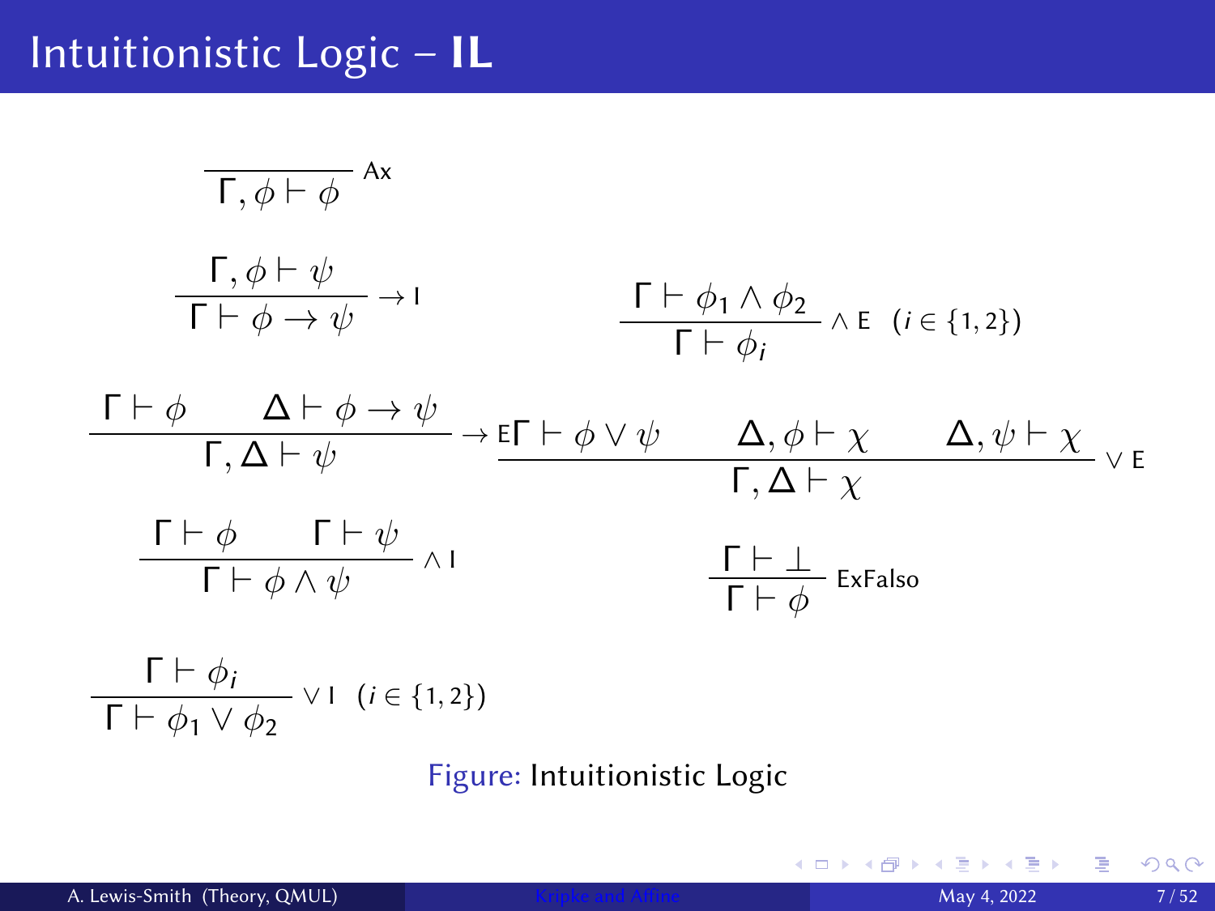# Intuitionistic Logic – **IL**

$$\frac{}{\Gamma, \phi \vdash \phi}\ \text{Ax}$$

$$\frac{\Gamma, \phi \vdash \psi}{\Gamma \vdash \phi \to \psi} \to \text{I} \qquad \frac{\Gamma \vdash \phi_1 \wedge \phi_2}{\Gamma \vdash \phi_i} \wedge \text{E} \quad (i \in \{1,2\})$$

$$\frac{\Gamma \vdash \phi \qquad \Delta \vdash \phi \to \psi}{\Gamma, \Delta \vdash \psi} \to \text{E} \qquad \frac{\Gamma \vdash \phi \vee \psi \qquad \Delta, \phi \vdash \chi \qquad \Delta, \psi \vdash \chi}{\Gamma, \Delta \vdash \chi} \vee \text{E}$$

$$\frac{\Gamma \vdash \phi \qquad \Gamma \vdash \psi}{\Gamma \vdash \phi \wedge \psi} \wedge \text{I} \qquad \frac{\Gamma \vdash \bot}{\Gamma \vdash \phi}\ \text{ExFalso}$$

$$\frac{\Gamma \vdash \phi_i}{\Gamma \vdash \phi_1 \vee \phi_2} \vee \text{I} \quad (i \in \{1,2\})$$

Figure: Intuitionistic Logic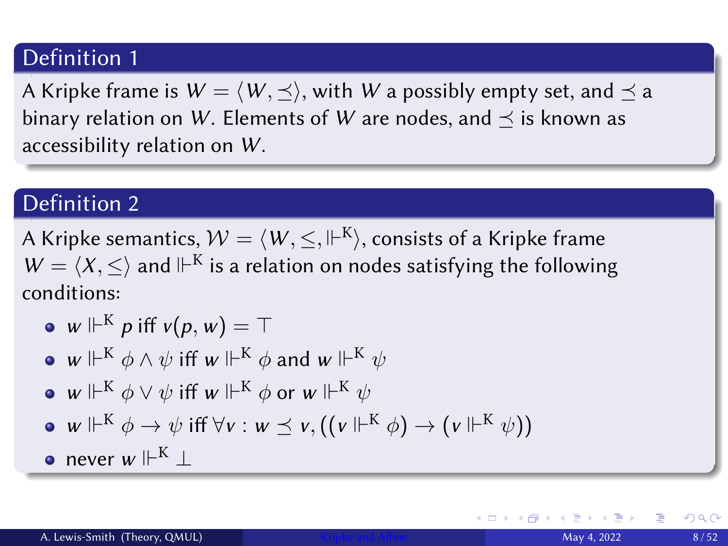## Definition 1

A Kripke frame is $W = \langle W, \preceq \rangle$, with $W$ a possibly empty set, and $\preceq$ a binary relation on $W$. Elements of $W$ are nodes, and $\preceq$ is known as accessibility relation on $W$.

## Definition 2

A Kripke semantics, $\mathcal{W} = \langle W, \leq, \Vdash^{\mathrm{K}} \rangle$, consists of a Kripke frame $W = \langle X, \leq \rangle$ and $\Vdash^{\mathrm{K}}$ is a relation on nodes satisfying the following conditions:

- $w \Vdash^{\mathrm{K}} p$ iff $v(p, w) = \top$
- $w \Vdash^{\mathrm{K}} \phi \wedge \psi$ iff $w \Vdash^{\mathrm{K}} \phi$ and $w \Vdash^{\mathrm{K}} \psi$
- $w \Vdash^{\mathrm{K}} \phi \vee \psi$ iff $w \Vdash^{\mathrm{K}} \phi$ or $w \Vdash^{\mathrm{K}} \psi$
- $w \Vdash^{\mathrm{K}} \phi \to \psi$ iff $\forall v : w \preceq v, ((v \Vdash^{\mathrm{K}} \phi) \to (v \Vdash^{\mathrm{K}} \psi))$
- never $w \Vdash^{\mathrm{K}} \bot$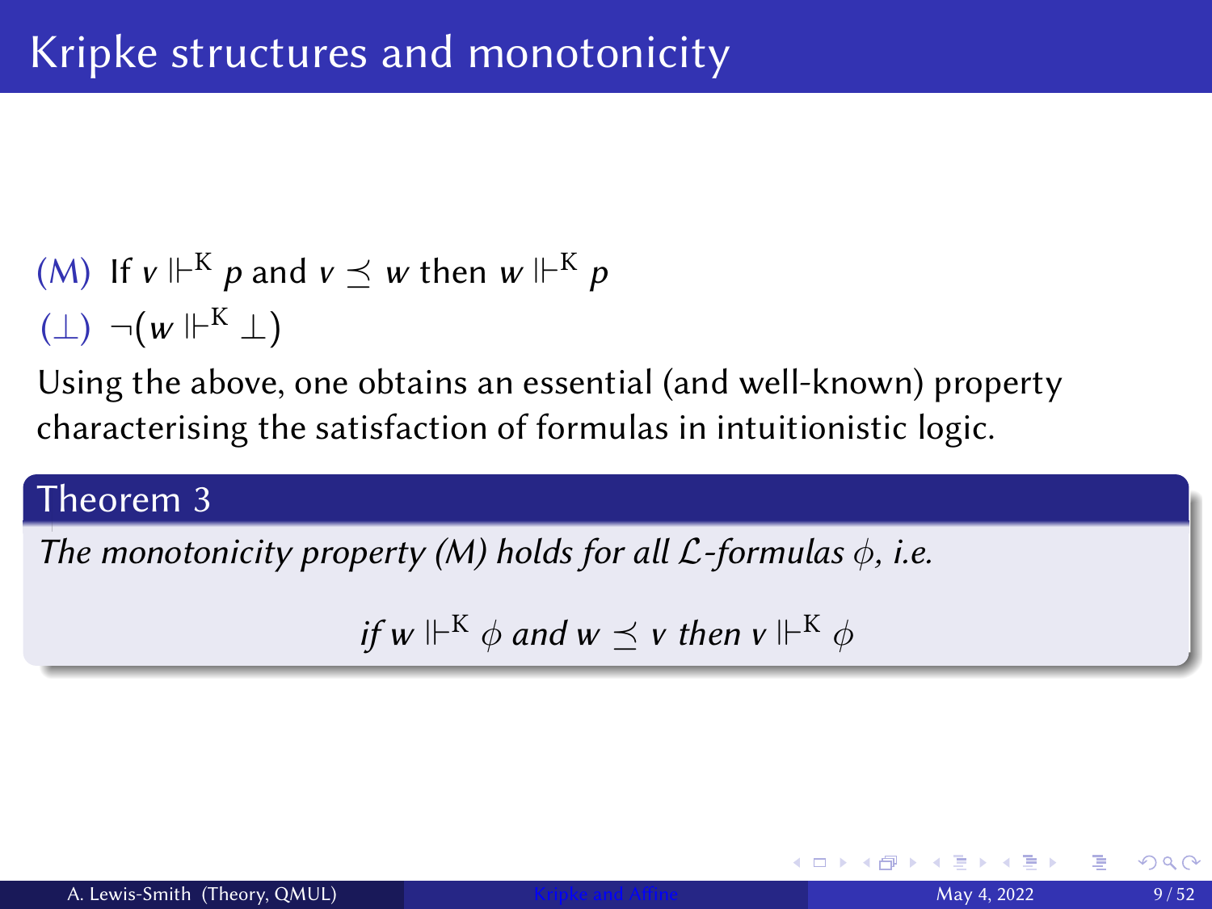# Kripke structures and monotonicity

(M) If $v \Vdash^{\mathrm{K}} p$ and $v \preceq w$ then $w \Vdash^{\mathrm{K}} p$

$(\bot)$ $\neg(w \Vdash^{\mathrm{K}} \bot)$

Using the above, one obtains an essential (and well-known) property characterising the satisfaction of formulas in intuitionistic logic.

**Theorem 3**

*The monotonicity property (M) holds for all $\mathcal{L}$-formulas $\phi$, i.e.*

$$\text{if } w \Vdash^{\mathrm{K}} \phi \text{ and } w \preceq v \text{ then } v \Vdash^{\mathrm{K}} \phi$$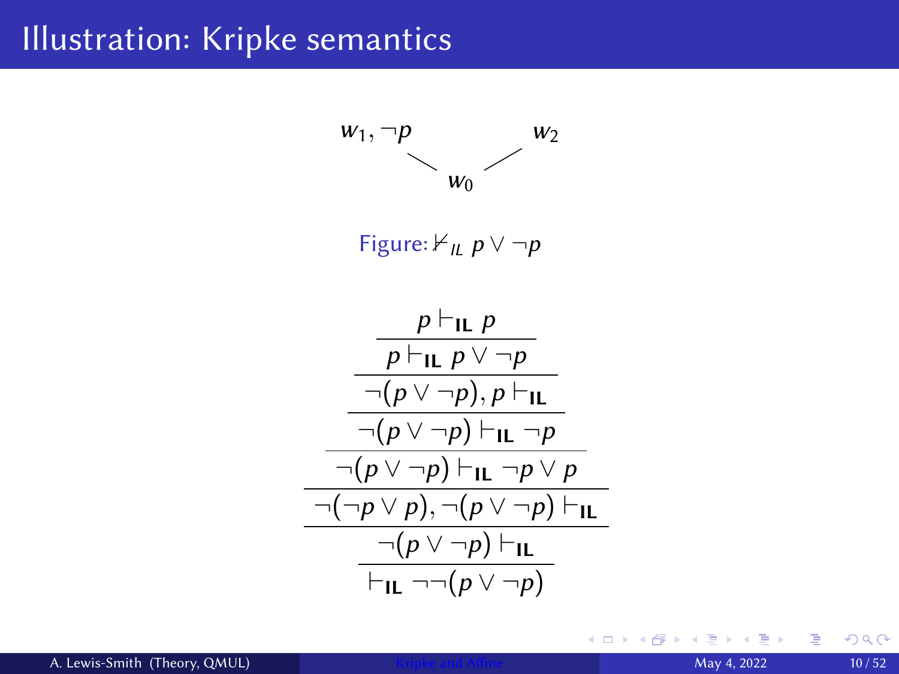# Illustration: Kripke semantics

$$
\begin{array}{ccc}
w_1, \neg p & & w_2 \\
& \diagdown \quad \diagup & \\
& w_0 &
\end{array}
$$

Figure: $\nvdash_{IL} p \vee \neg p$

$$
\dfrac{\dfrac{\dfrac{\dfrac{\dfrac{\dfrac{\dfrac{p \vdash_{\mathbf{IL}} p}{p \vdash_{\mathbf{IL}} p \vee \neg p}}{\neg(p \vee \neg p), p \vdash_{\mathbf{IL}}}}{\neg(p \vee \neg p) \vdash_{\mathbf{IL}} \neg p}}{\neg(p \vee \neg p) \vdash_{\mathbf{IL}} \neg p \vee p}}{\neg(\neg p \vee p), \neg(p \vee \neg p) \vdash_{\mathbf{IL}}}}{\neg(p \vee \neg p) \vdash_{\mathbf{IL}}}}{\vdash_{\mathbf{IL}} \neg\neg(p \vee \neg p)}
$$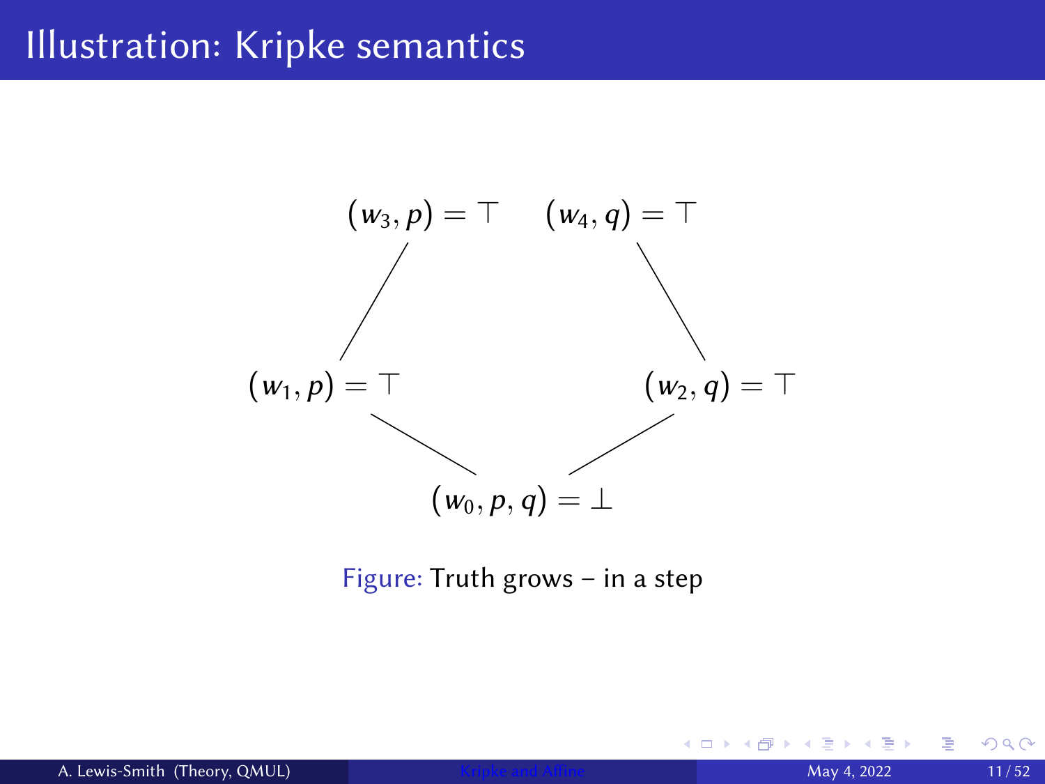# Illustration: Kripke semantics

$(w_3, p) = \top$ $(w_4, q) = \top$

$(w_1, p) = \top$ $(w_2, q) = \top$

$(w_0, p, q) = \bot$

Figure: Truth grows – in a step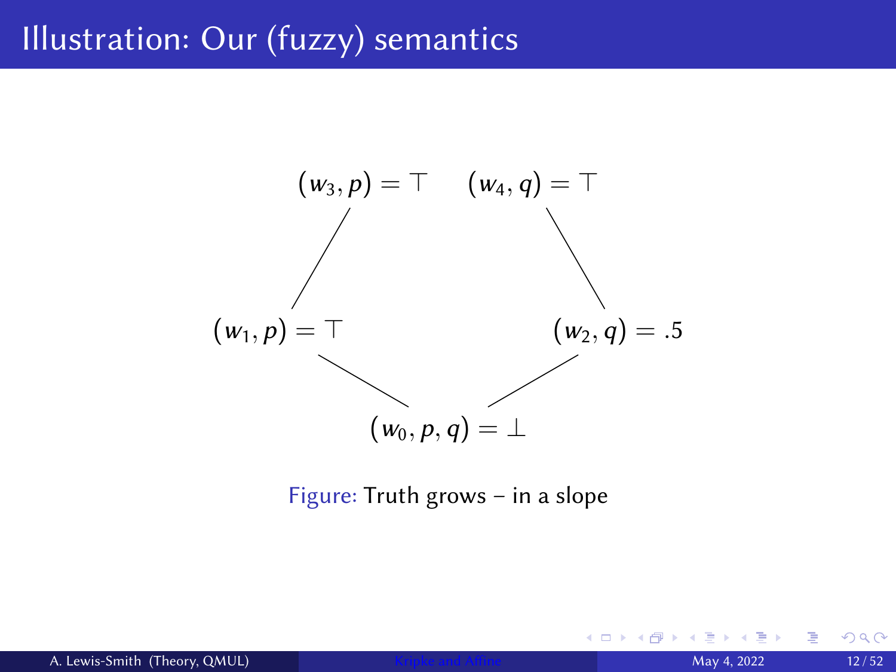# Illustration: Our (fuzzy) semantics

$(w_3, p) = \top$ $(w_4, q) = \top$

$(w_1, p) = \top$ $(w_2, q) = .5$

$(w_0, p, q) = \bot$

Figure: Truth grows – in a slope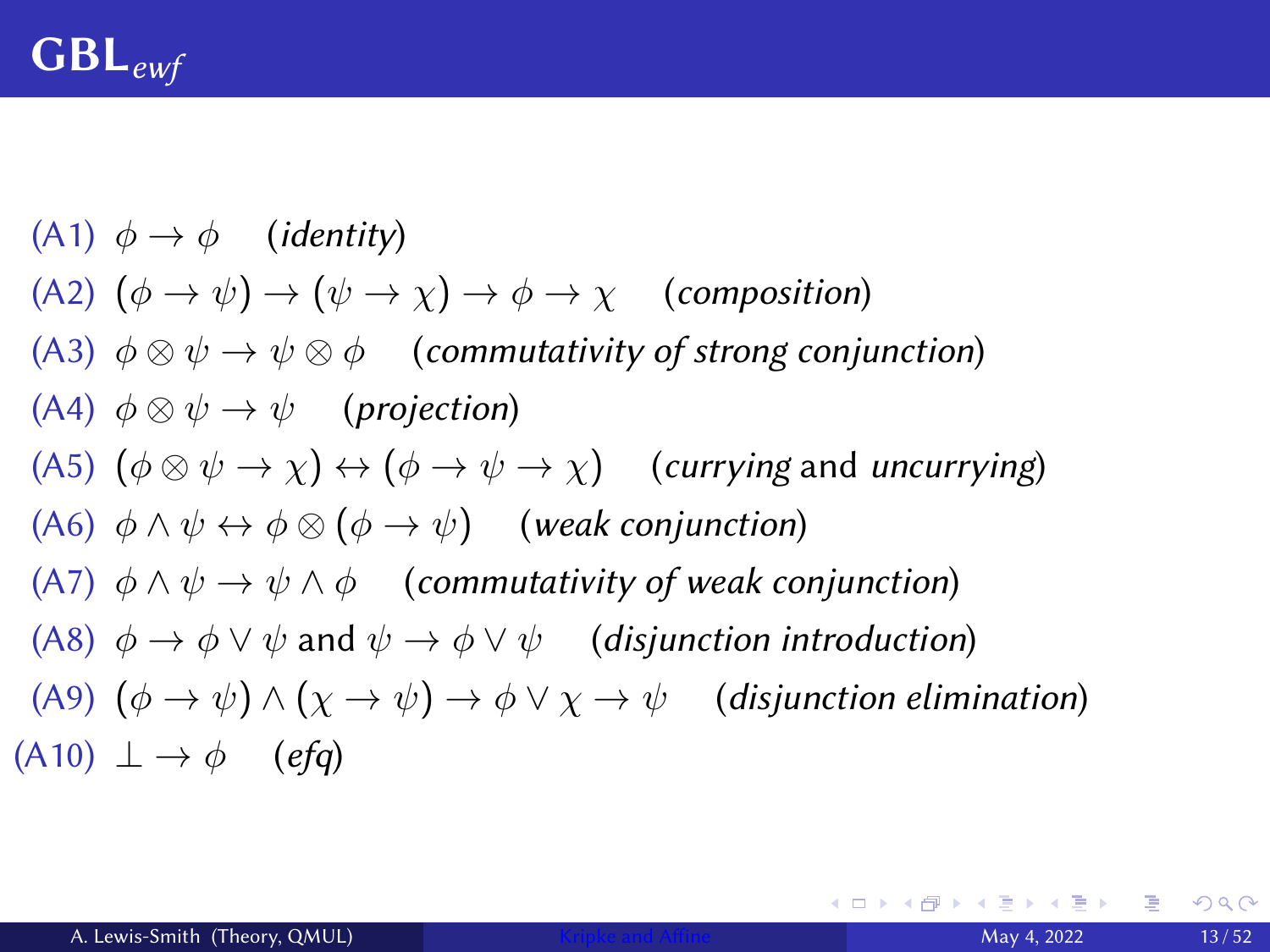# $\mathbf{GBL}_{ewf}$

(A1) $\phi \to \phi$ &nbsp;&nbsp; (*identity*)

(A2) $(\phi \to \psi) \to (\psi \to \chi) \to \phi \to \chi$ &nbsp;&nbsp; (*composition*)

(A3) $\phi \otimes \psi \to \psi \otimes \phi$ &nbsp;&nbsp; (*commutativity of strong conjunction*)

(A4) $\phi \otimes \psi \to \psi$ &nbsp;&nbsp; (*projection*)

(A5) $(\phi \otimes \psi \to \chi) \leftrightarrow (\phi \to \psi \to \chi)$ &nbsp;&nbsp; (*currying* and *uncurrying*)

(A6) $\phi \wedge \psi \leftrightarrow \phi \otimes (\phi \to \psi)$ &nbsp;&nbsp; (*weak conjunction*)

(A7) $\phi \wedge \psi \to \psi \wedge \phi$ &nbsp;&nbsp; (*commutativity of weak conjunction*)

(A8) $\phi \to \phi \vee \psi$ and $\psi \to \phi \vee \psi$ &nbsp;&nbsp; (*disjunction introduction*)

(A9) $(\phi \to \psi) \wedge (\chi \to \psi) \to \phi \vee \chi \to \psi$ &nbsp;&nbsp; (*disjunction elimination*)

(A10) $\bot \to \phi$ &nbsp;&nbsp; (*efq*)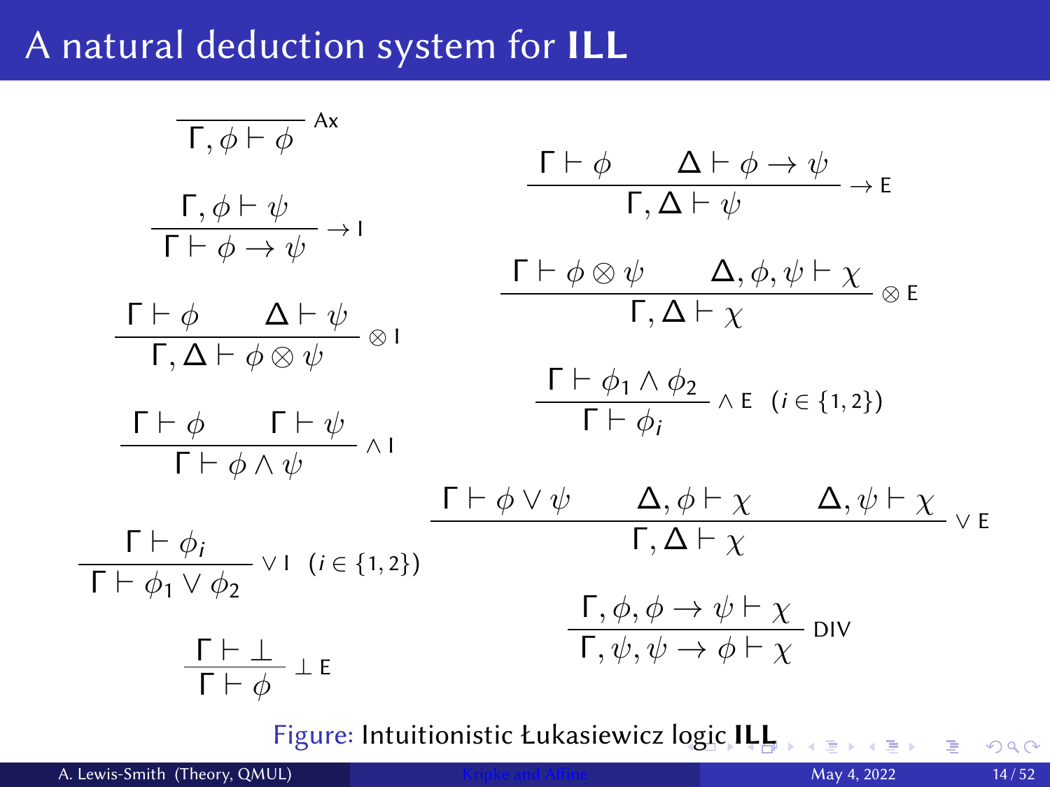# A natural deduction system for **ILL**

$$\frac{}{\Gamma, \phi \vdash \phi}\ \mathsf{Ax}$$

$$\frac{\Gamma, \phi \vdash \psi}{\Gamma \vdash \phi \to \psi}\ \to \mathsf{I}$$

$$\frac{\Gamma \vdash \phi \qquad \Delta \vdash \phi \to \psi}{\Gamma, \Delta \vdash \psi}\ \to \mathsf{E}$$

$$\frac{\Gamma \vdash \phi \qquad \Delta \vdash \psi}{\Gamma, \Delta \vdash \phi \otimes \psi}\ \otimes \mathsf{I}$$

$$\frac{\Gamma \vdash \phi \otimes \psi \qquad \Delta, \phi, \psi \vdash \chi}{\Gamma, \Delta \vdash \chi}\ \otimes \mathsf{E}$$

$$\frac{\Gamma \vdash \phi \qquad \Gamma \vdash \psi}{\Gamma \vdash \phi \wedge \psi}\ \wedge \mathsf{I}$$

$$\frac{\Gamma \vdash \phi_1 \wedge \phi_2}{\Gamma \vdash \phi_i}\ \wedge \mathsf{E} \quad (i \in \{1,2\})$$

$$\frac{\Gamma \vdash \phi_i}{\Gamma \vdash \phi_1 \vee \phi_2}\ \vee \mathsf{I} \quad (i \in \{1,2\})$$

$$\frac{\Gamma \vdash \phi \vee \psi \qquad \Delta, \phi \vdash \chi \qquad \Delta, \psi \vdash \chi}{\Gamma, \Delta \vdash \chi}\ \vee \mathsf{E}$$

$$\frac{\Gamma \vdash \bot}{\Gamma \vdash \phi}\ \bot \mathsf{E}$$

$$\frac{\Gamma, \phi, \phi \to \psi \vdash \chi}{\Gamma, \psi, \psi \to \phi \vdash \chi}\ \mathsf{DIV}$$

Figure: Intuitionistic Łukasiewicz logic **ILL**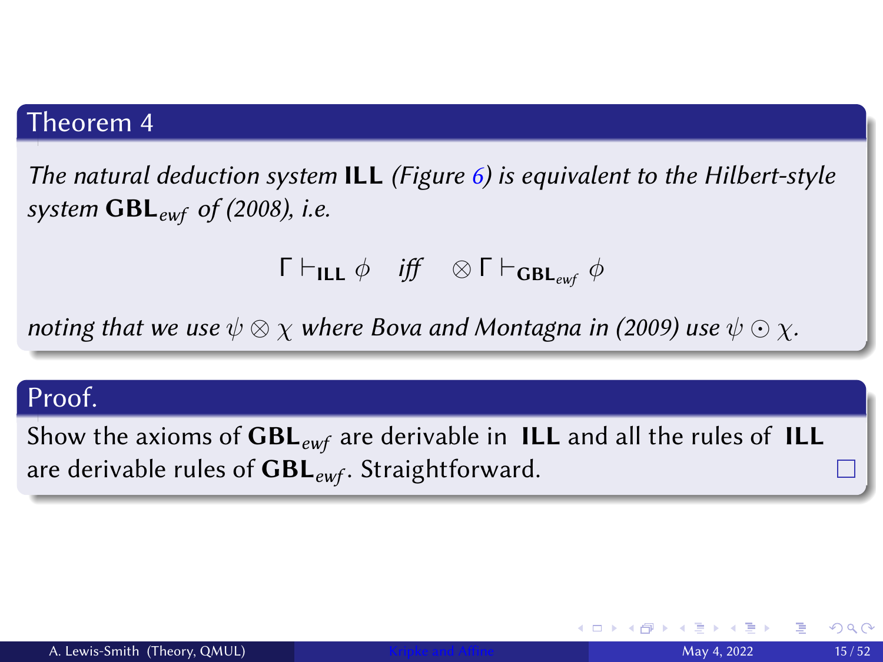**Theorem 4**

*The natural deduction system* **ILL** *(Figure 6) is equivalent to the Hilbert-style system* $\mathbf{GBL}_{ewf}$ *of (2008), i.e.*

$$\Gamma \vdash_{\mathbf{ILL}} \phi \quad \textit{iff} \quad \otimes\Gamma \vdash_{\mathbf{GBL}_{ewf}} \phi$$

*noting that we use* $\psi \otimes \chi$ *where Bova and Montagna in (2009) use* $\psi \odot \chi$*.*

**Proof.**

Show the axioms of $\mathbf{GBL}_{ewf}$ are derivable in **ILL** and all the rules of **ILL** are derivable rules of $\mathbf{GBL}_{ewf}$. Straightforward. □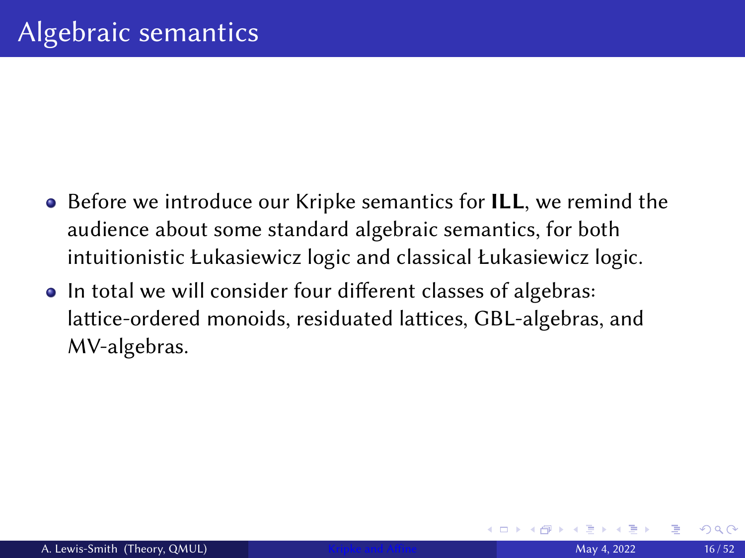# Algebraic semantics

- Before we introduce our Kripke semantics for **ILL**, we remind the audience about some standard algebraic semantics, for both intuitionistic Łukasiewicz logic and classical Łukasiewicz logic.
- In total we will consider four different classes of algebras: lattice-ordered monoids, residuated lattices, GBL-algebras, and MV-algebras.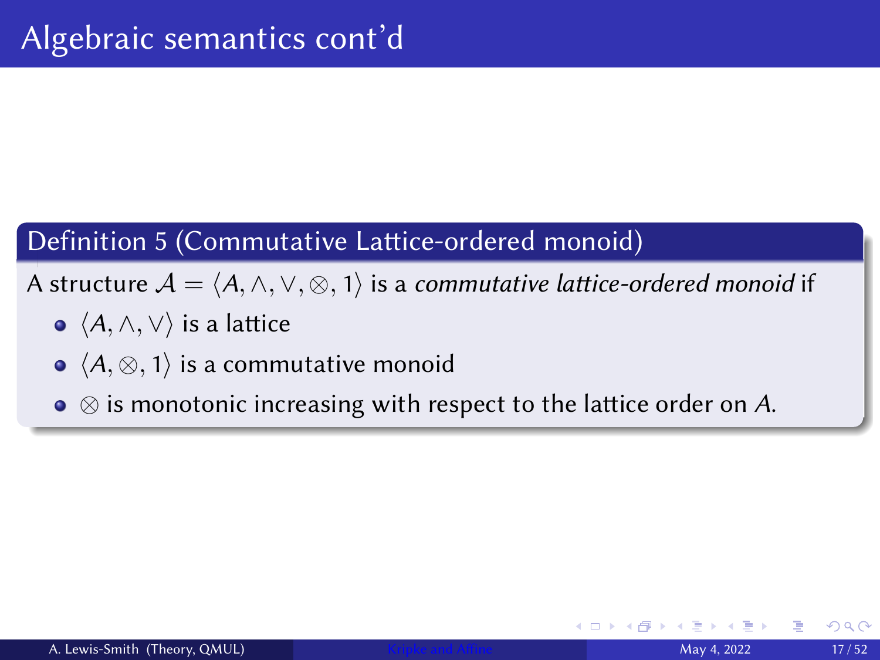# Algebraic semantics cont'd

**Definition 5 (Commutative Lattice-ordered monoid)**

A structure $\mathcal{A} = \langle A, \wedge, \vee, \otimes, 1 \rangle$ is a *commutative lattice-ordered monoid* if

- $\langle A, \wedge, \vee \rangle$ is a lattice
- $\langle A, \otimes, 1 \rangle$ is a commutative monoid
- $\otimes$ is monotonic increasing with respect to the lattice order on $A$.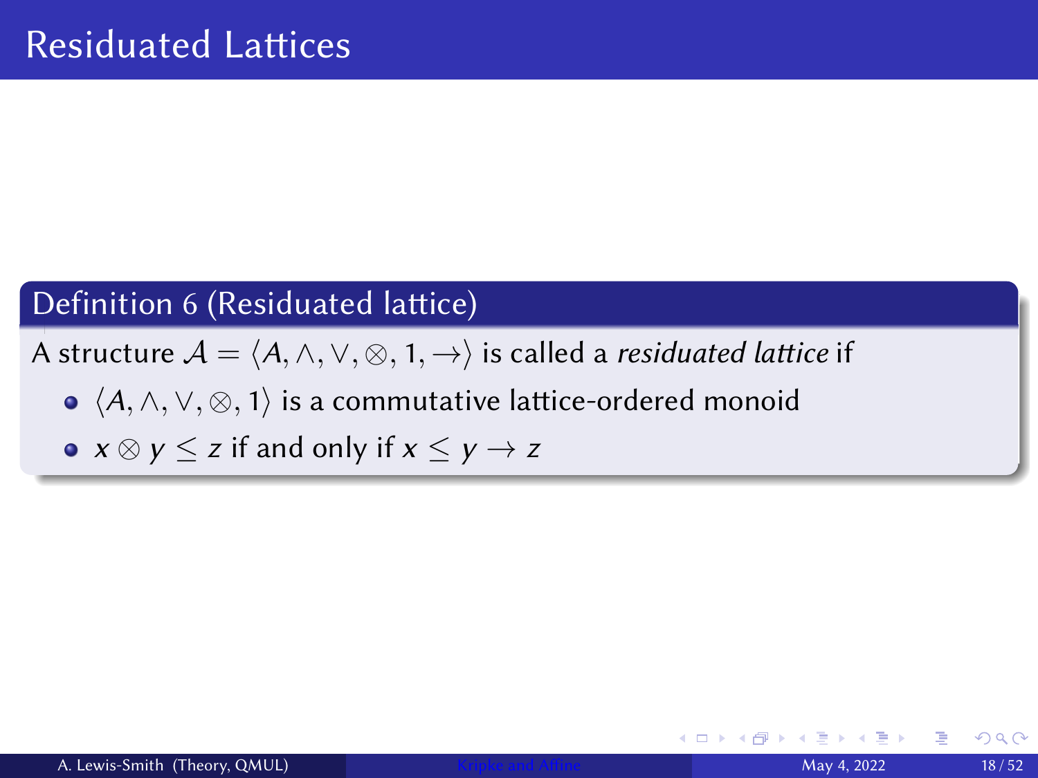# Residuated Lattices

**Definition 6 (Residuated lattice)**

A structure $\mathcal{A} = \langle A, \wedge, \vee, \otimes, 1, \rightarrow \rangle$ is called a *residuated lattice* if

- $\langle A, \wedge, \vee, \otimes, 1 \rangle$ is a commutative lattice-ordered monoid
- $x \otimes y \leq z$ if and only if $x \leq y \rightarrow z$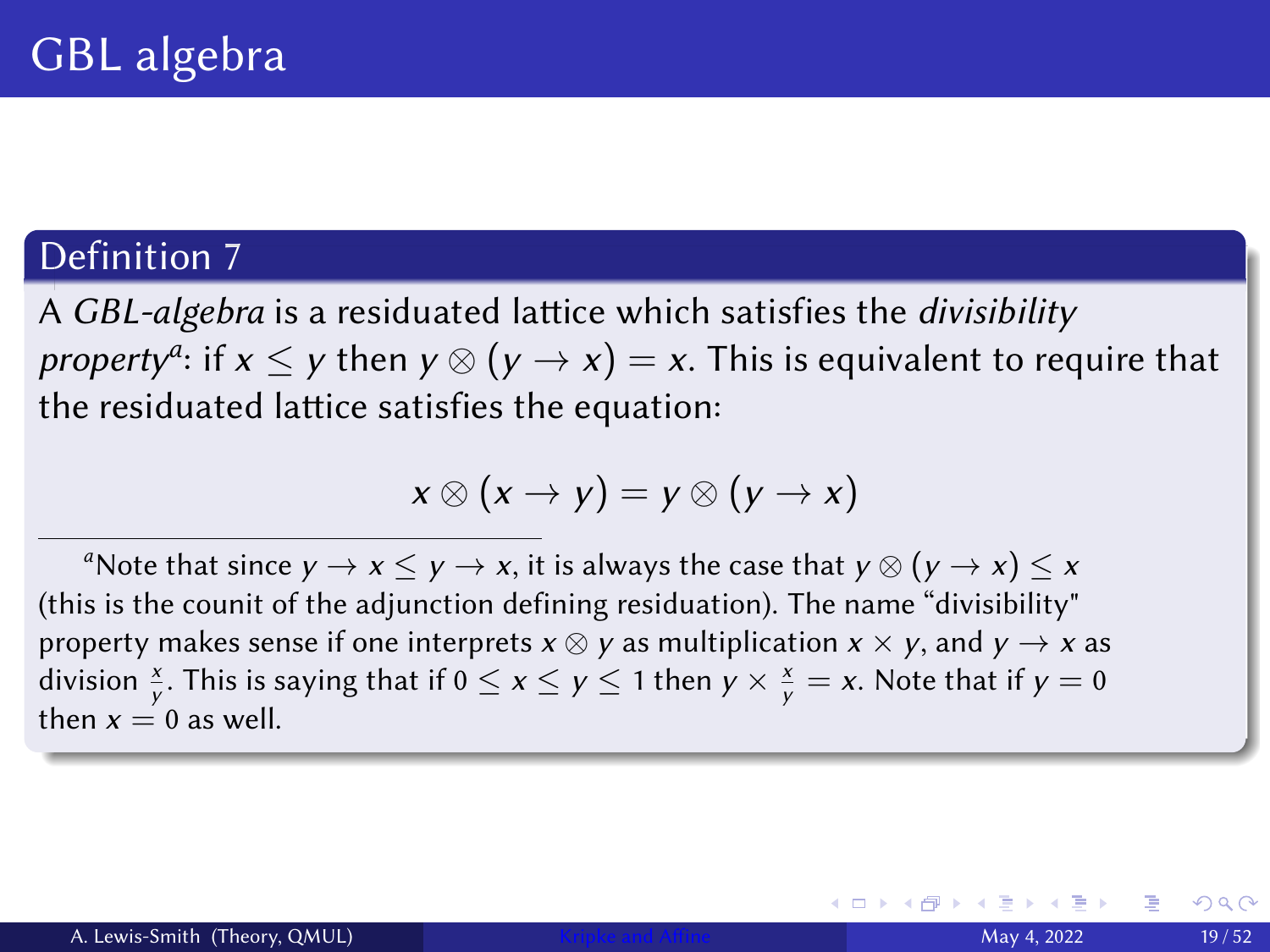# GBL algebra

## Definition 7

A *GBL-algebra* is a residuated lattice which satisfies the *divisibility property*[a]: if $x \leq y$ then $y \otimes (y \to x) = x$. This is equivalent to require that the residuated lattice satisfies the equation:

$$x \otimes (x \to y) = y \otimes (y \to x)$$

[a] Note that since $y \to x \leq y \to x$, it is always the case that $y \otimes (y \to x) \leq x$ (this is the counit of the adjunction defining residuation). The name "divisibility" property makes sense if one interprets $x \otimes y$ as multiplication $x \times y$, and $y \to x$ as division $\frac{x}{y}$. This is saying that if $0 \leq x \leq y \leq 1$ then $y \times \frac{x}{y} = x$. Note that if $y = 0$ then $x = 0$ as well.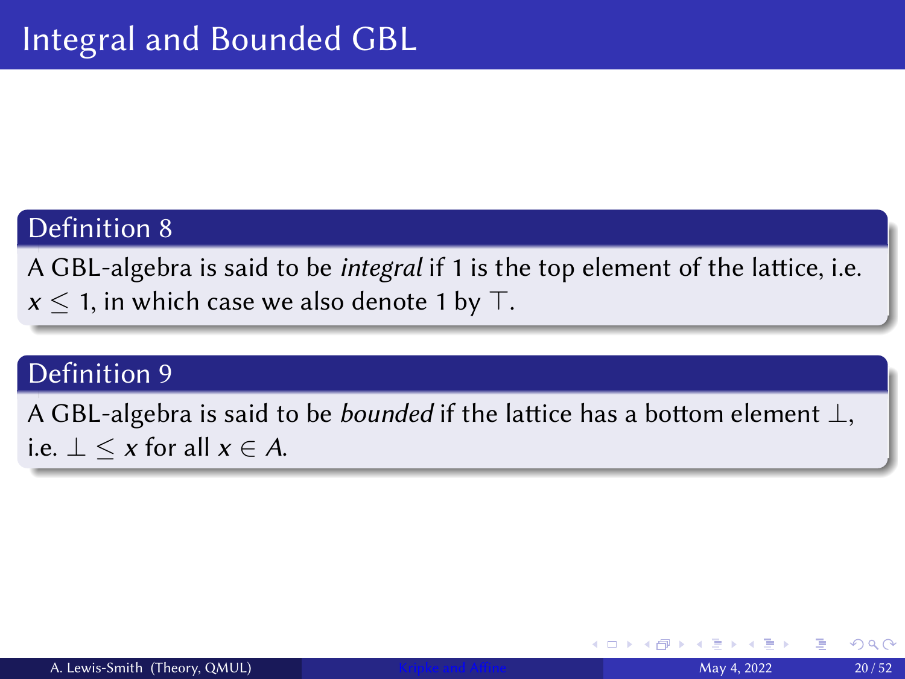# Integral and Bounded GBL

**Definition 8**

A GBL-algebra is said to be *integral* if 1 is the top element of the lattice, i.e. $x \leq 1$, in which case we also denote 1 by $\top$.

**Definition 9**

A GBL-algebra is said to be *bounded* if the lattice has a bottom element $\bot$, i.e. $\bot \leq x$ for all $x \in A$.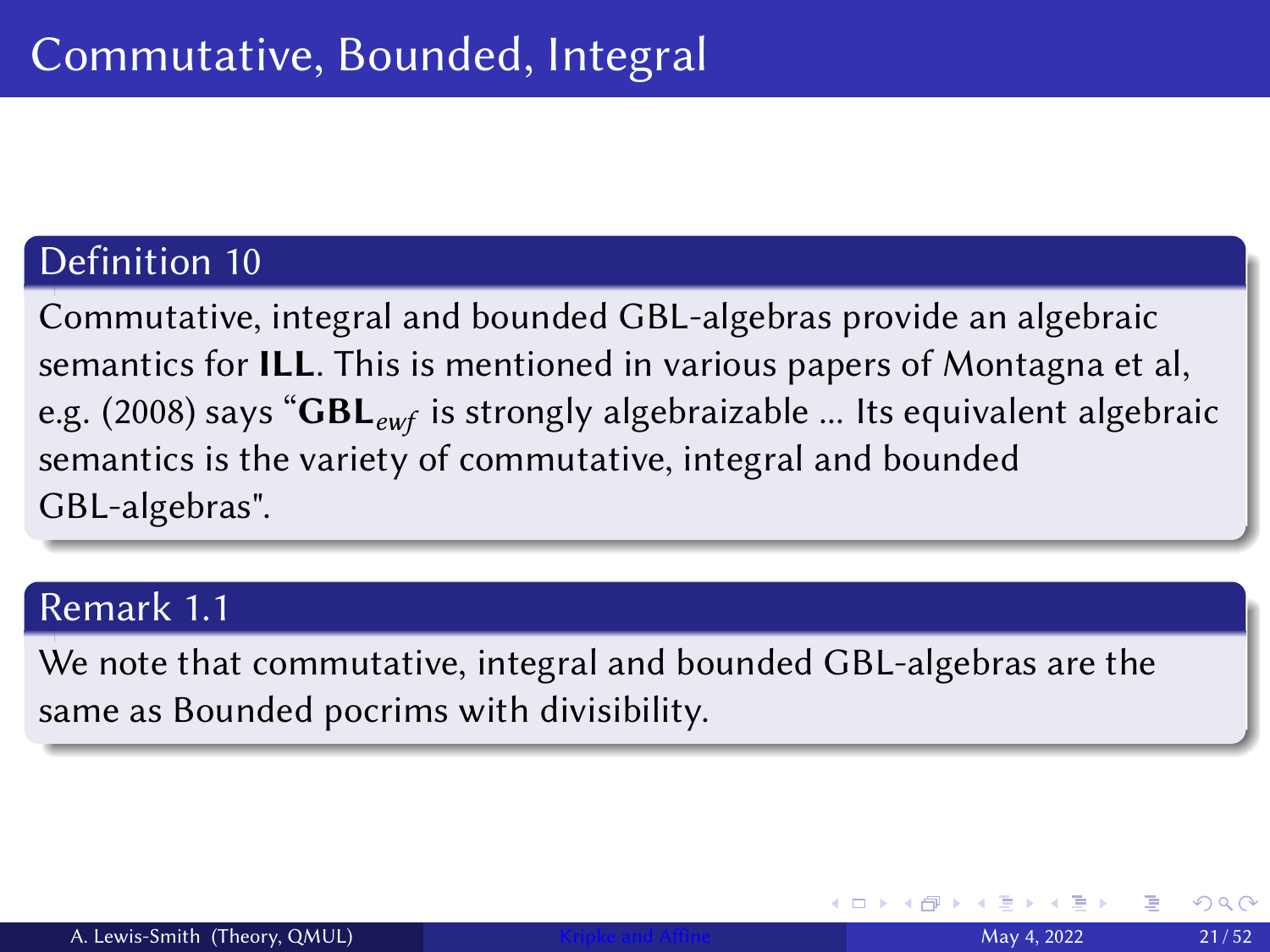# Commutative, Bounded, Integral

## Definition 10

Commutative, integral and bounded GBL-algebras provide an algebraic semantics for **ILL**. This is mentioned in various papers of Montagna et al, e.g. (2008) says "$\mathbf{GBL}_{ewf}$ is strongly algebraizable ... Its equivalent algebraic semantics is the variety of commutative, integral and bounded GBL-algebras".

## Remark 1.1

We note that commutative, integral and bounded GBL-algebras are the same as Bounded pocrims with divisibility.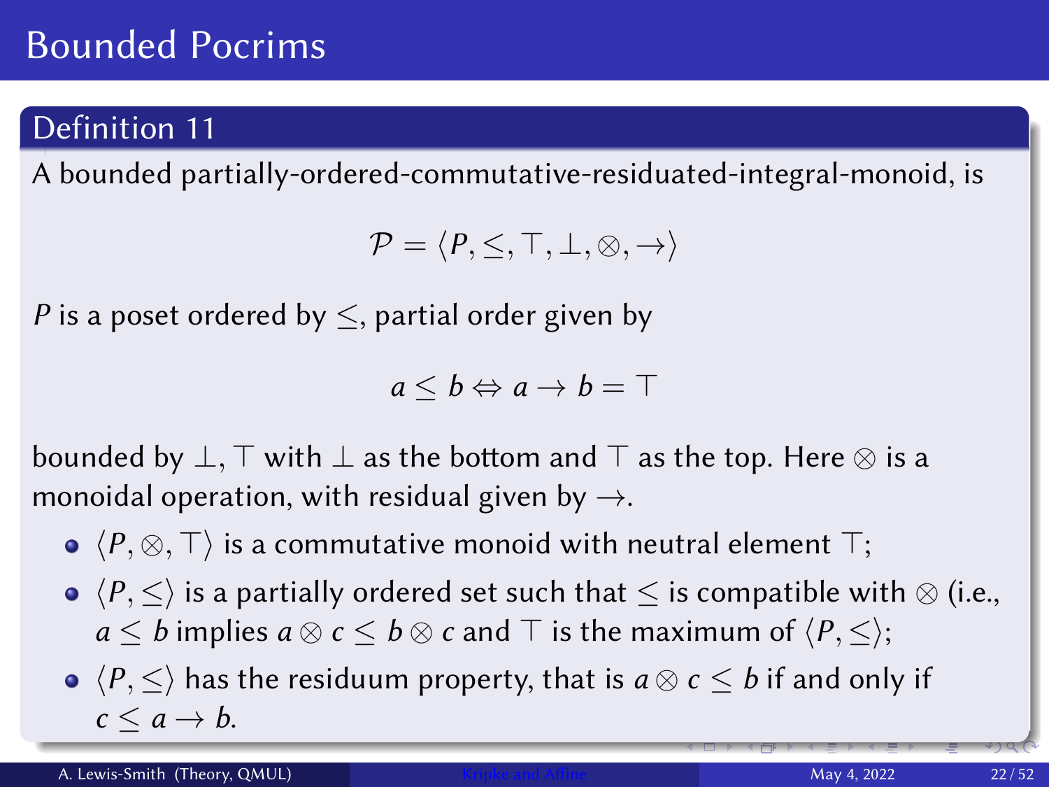# Bounded Pocrims

## Definition 11

A bounded partially-ordered-commutative-residuated-integral-monoid, is

$$\mathcal{P} = \langle P, \leq, \top, \bot, \otimes, \rightarrow \rangle$$

$P$ is a poset ordered by $\leq$, partial order given by

$$a \leq b \Leftrightarrow a \rightarrow b = \top$$

bounded by $\bot, \top$ with $\bot$ as the bottom and $\top$ as the top. Here $\otimes$ is a monoidal operation, with residual given by $\rightarrow$.

- $\langle P, \otimes, \top \rangle$ is a commutative monoid with neutral element $\top$;
- $\langle P, \leq \rangle$ is a partially ordered set such that $\leq$ is compatible with $\otimes$ (i.e., $a \leq b$ implies $a \otimes c \leq b \otimes c$ and $\top$ is the maximum of $\langle P, \leq \rangle$;
- $\langle P, \leq \rangle$ has the residuum property, that is $a \otimes c \leq b$ if and only if $c \leq a \rightarrow b$.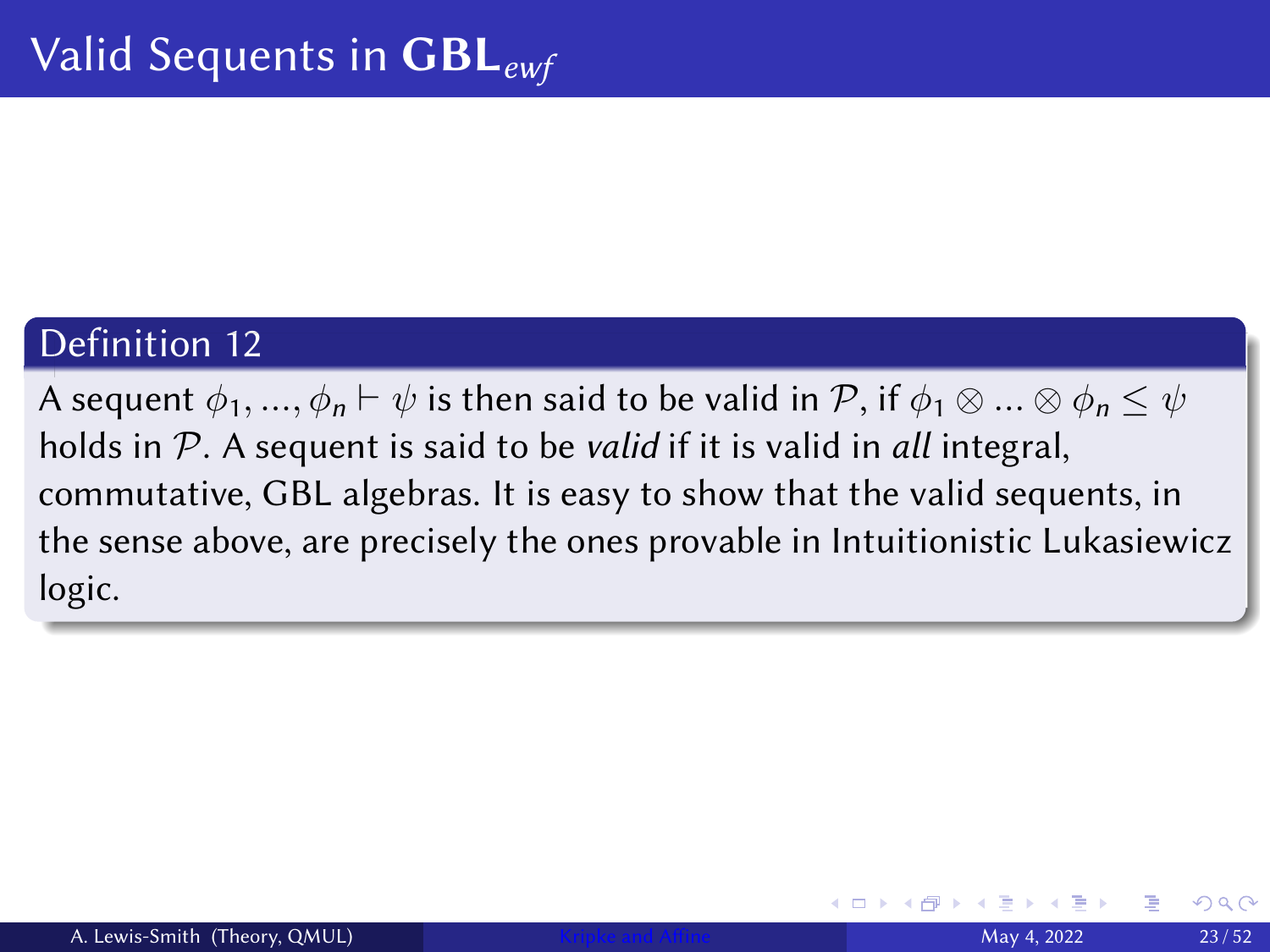# Valid Sequents in $\mathbf{GBL}_{ewf}$

**Definition 12**

A sequent $\phi_1, ..., \phi_n \vdash \psi$ is then said to be valid in $\mathcal{P}$, if $\phi_1 \otimes ... \otimes \phi_n \leq \psi$ holds in $\mathcal{P}$. A sequent is said to be *valid* if it is valid in *all* integral, commutative, GBL algebras. It is easy to show that the valid sequents, in the sense above, are precisely the ones provable in Intuitionistic Lukasiewicz logic.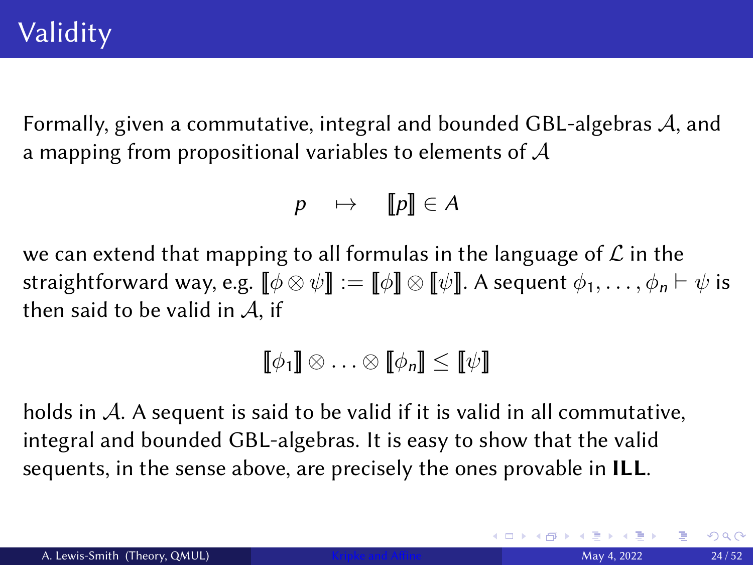# Validity

Formally, given a commutative, integral and bounded GBL-algebras $\mathcal{A}$, and a mapping from propositional variables to elements of $\mathcal{A}$

$$p \quad \mapsto \quad [\![p]\!] \in A$$

we can extend that mapping to all formulas in the language of $\mathcal{L}$ in the straightforward way, e.g. $[\![\phi \otimes \psi]\!] := [\![\phi]\!] \otimes [\![\psi]\!]$. A sequent $\phi_1, \ldots, \phi_n \vdash \psi$ is then said to be valid in $\mathcal{A}$, if

$$[\![\phi_1]\!] \otimes \ldots \otimes [\![\phi_n]\!] \leq [\![\psi]\!]$$

holds in $\mathcal{A}$. A sequent is said to be valid if it is valid in all commutative, integral and bounded GBL-algebras. It is easy to show that the valid sequents, in the sense above, are precisely the ones provable in **ILL**.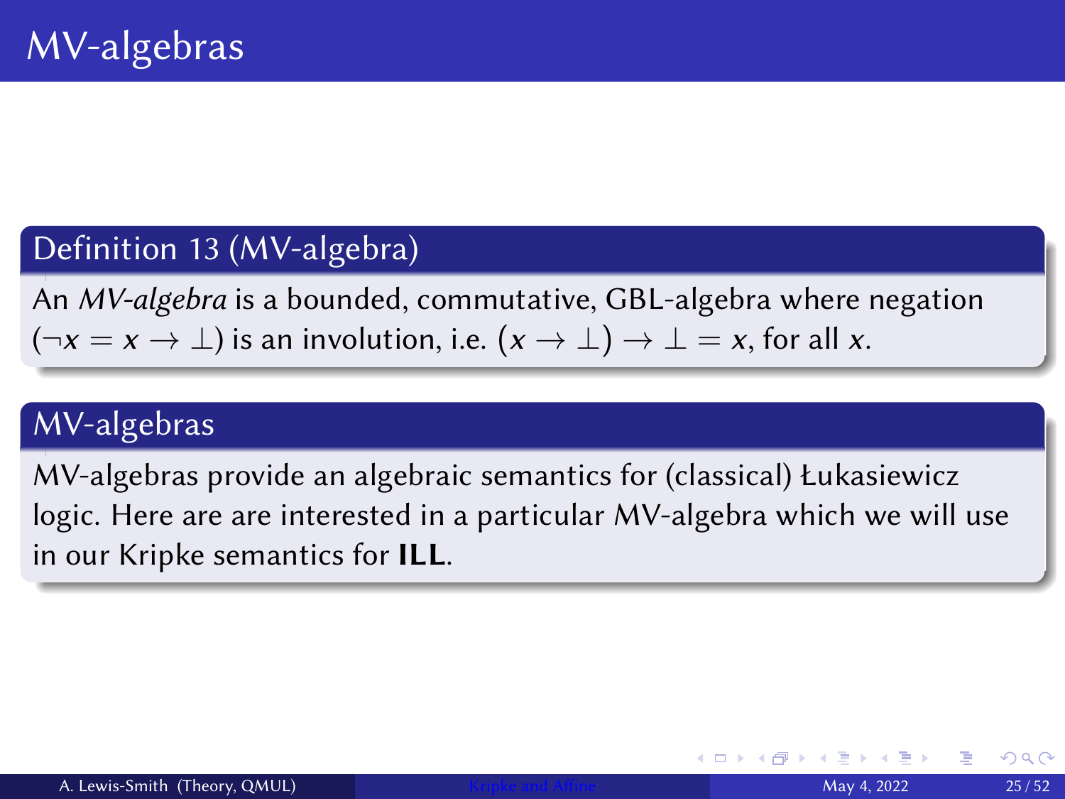# MV-algebras

## Definition 13 (MV-algebra)

An *MV-algebra* is a bounded, commutative, GBL-algebra where negation ($\neg x = x \to \bot$) is an involution, i.e. $(x \to \bot) \to \bot = x$, for all $x$.

## MV-algebras

MV-algebras provide an algebraic semantics for (classical) Łukasiewicz logic. Here are are interested in a particular MV-algebra which we will use in our Kripke semantics for **ILL**.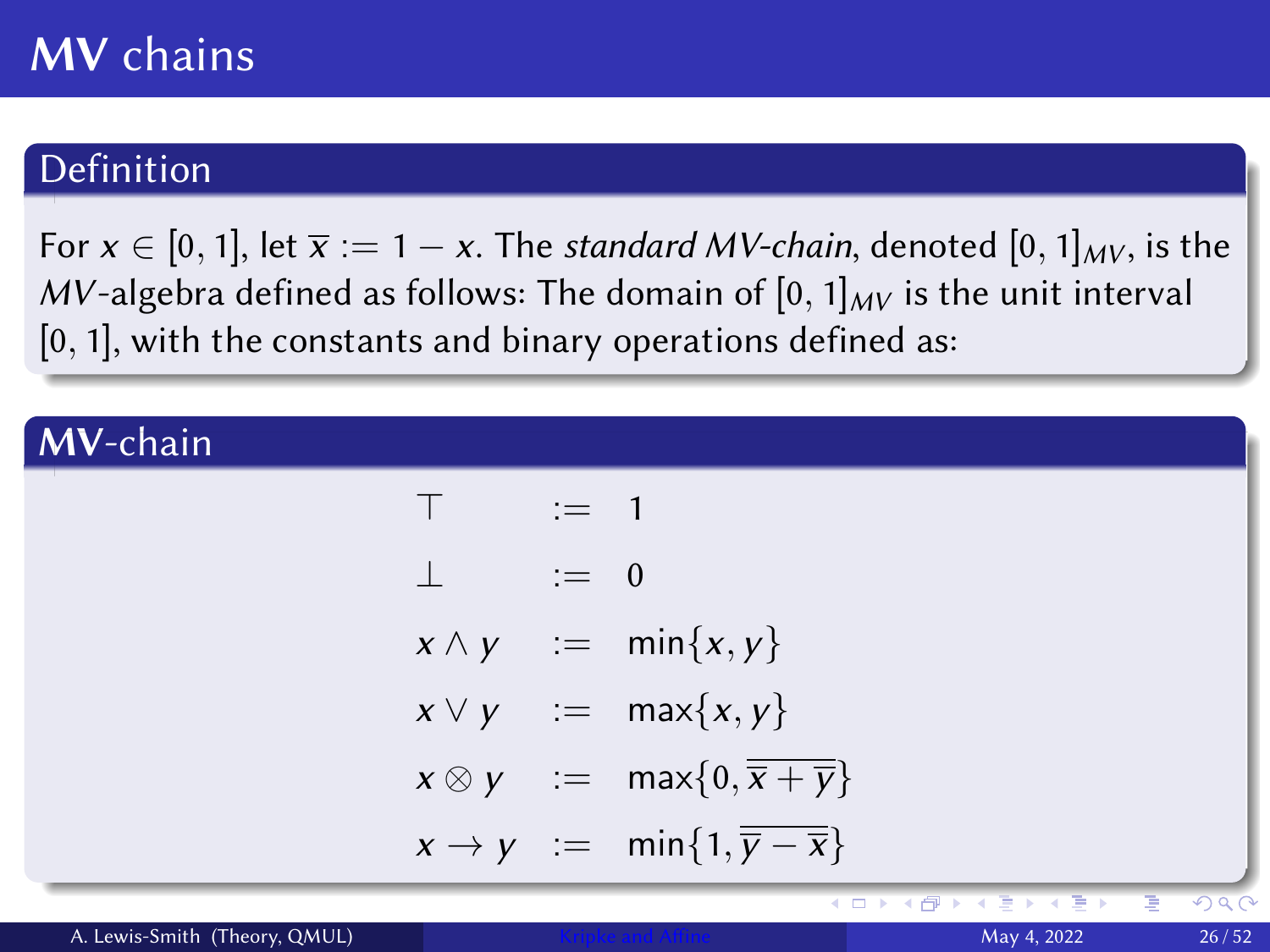# MV chains

## Definition

For $x \in [0, 1]$, let $\overline{x} := 1 - x$. The *standard MV-chain*, denoted $[0, 1]_{MV}$, is the *MV*-algebra defined as follows: The domain of $[0, 1]_{MV}$ is the unit interval $[0, 1]$, with the constants and binary operations defined as:

## MV-chain

$$
\begin{aligned}
\top &:= 1 \\
\bot &:= 0 \\
x \wedge y &:= \min\{x, y\} \\
x \vee y &:= \max\{x, y\} \\
x \otimes y &:= \max\{0, \overline{\overline{x} + \overline{y}}\} \\
x \to y &:= \min\{1, \overline{\overline{y} - \overline{x}}\}
\end{aligned}
$$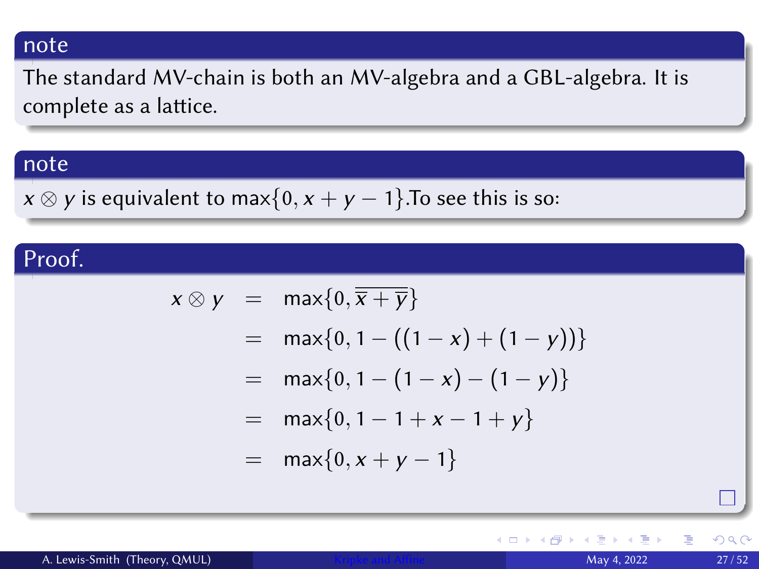**note**

The standard MV-chain is both an MV-algebra and a GBL-algebra. It is complete as a lattice.

**note**

$x \otimes y$ is equivalent to $\max\{0, x + y - 1\}$.To see this is so:

**Proof.**

$$
\begin{aligned}
x \otimes y &= \max\{0, \overline{\overline{x} + \overline{y}}\} \\
&= \max\{0, 1 - ((1 - x) + (1 - y))\} \\
&= \max\{0, 1 - (1 - x) - (1 - y)\} \\
&= \max\{0, 1 - 1 + x - 1 + y\} \\
&= \max\{0, x + y - 1\}
\end{aligned}
$$

□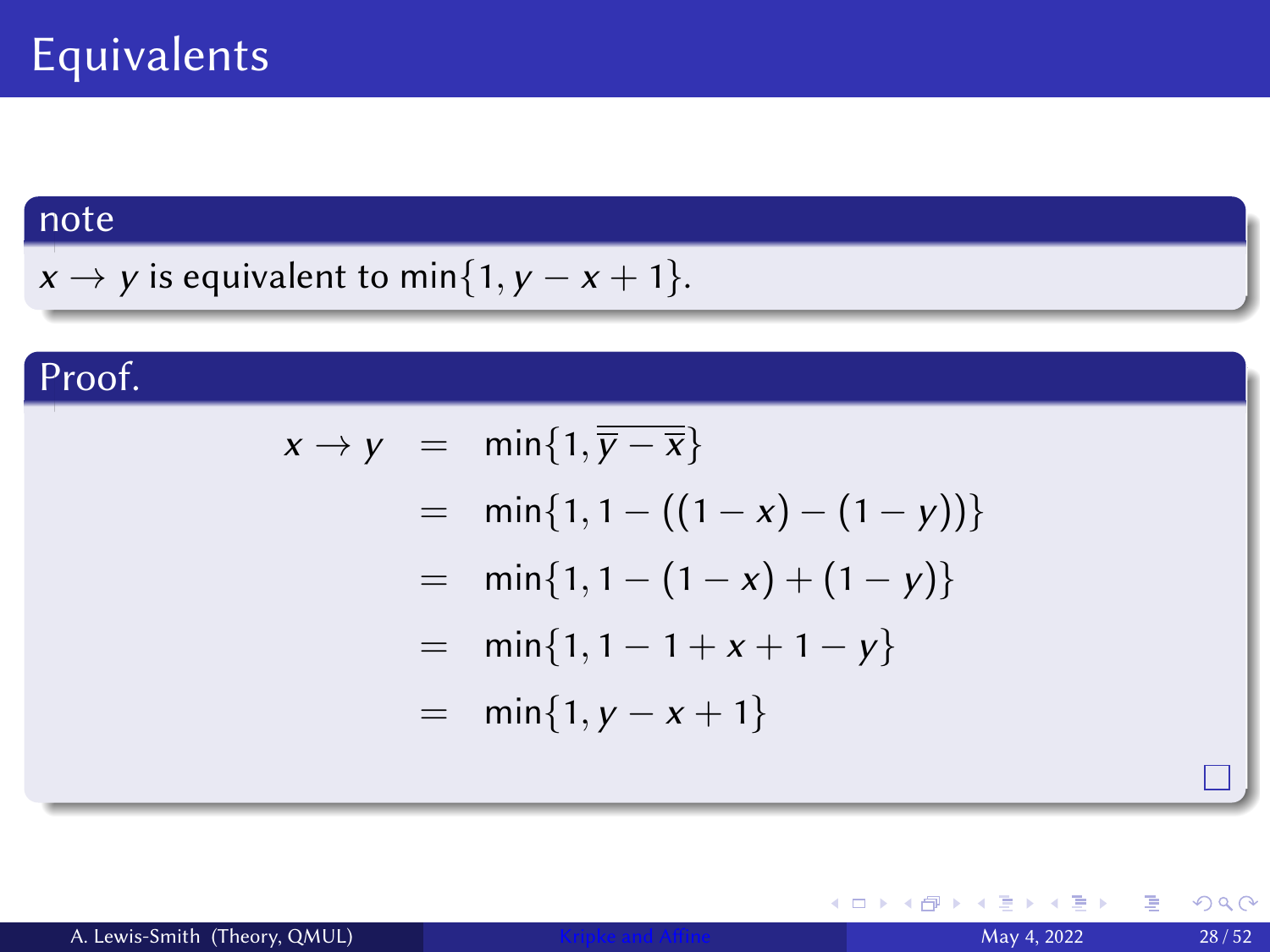# Equivalents

**note**

$x \rightarrow y$ is equivalent to $\min\{1, y - x + 1\}$.

**Proof.**

$$
\begin{aligned}
x \rightarrow y &= \min\{1, \overline{\overline{y} - \overline{x}}\} \\
&= \min\{1, 1 - ((1 - x) - (1 - y))\} \\
&= \min\{1, 1 - (1 - x) + (1 - y)\} \\
&= \min\{1, 1 - 1 + x + 1 - y\} \\
&= \min\{1, y - x + 1\}
\end{aligned}
$$

□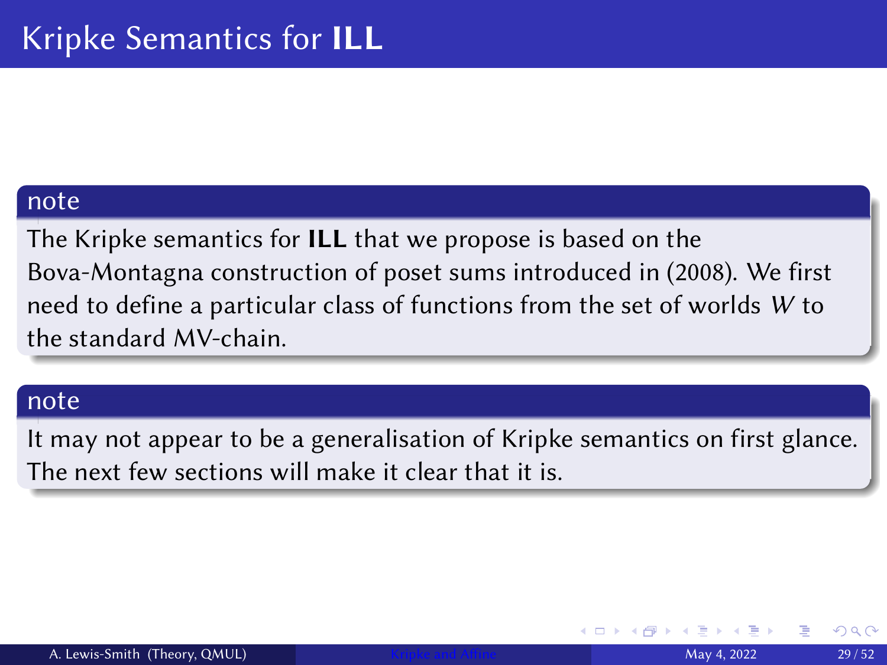# Kripke Semantics for **ILL**

**note**

The Kripke semantics for **ILL** that we propose is based on the Bova-Montagna construction of poset sums introduced in (2008). We first need to define a particular class of functions from the set of worlds $W$ to the standard MV-chain.

**note**

It may not appear to be a generalisation of Kripke semantics on first glance. The next few sections will make it clear that it is.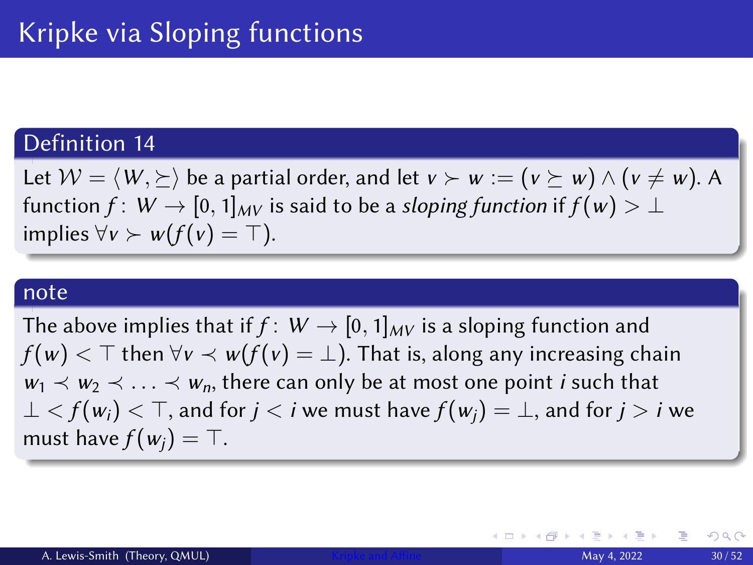# Kripke via Sloping functions

## Definition 14

Let $\mathcal{W} = \langle W, \succeq \rangle$ be a partial order, and let $v \succ w := (v \succeq w) \wedge (v \neq w)$. A function $f \colon W \to [0,1]_{MV}$ is said to be a *sloping function* if $f(w) > \bot$ implies $\forall v \succ w(f(v) = \top)$.

## note

The above implies that if $f \colon W \to [0,1]_{MV}$ is a sloping function and $f(w) < \top$ then $\forall v \prec w(f(v) = \bot)$. That is, along any increasing chain $w_1 \prec w_2 \prec \ldots \prec w_n$, there can only be at most one point $i$ such that $\bot < f(w_i) < \top$, and for $j < i$ we must have $f(w_j) = \bot$, and for $j > i$ we must have $f(w_j) = \top$.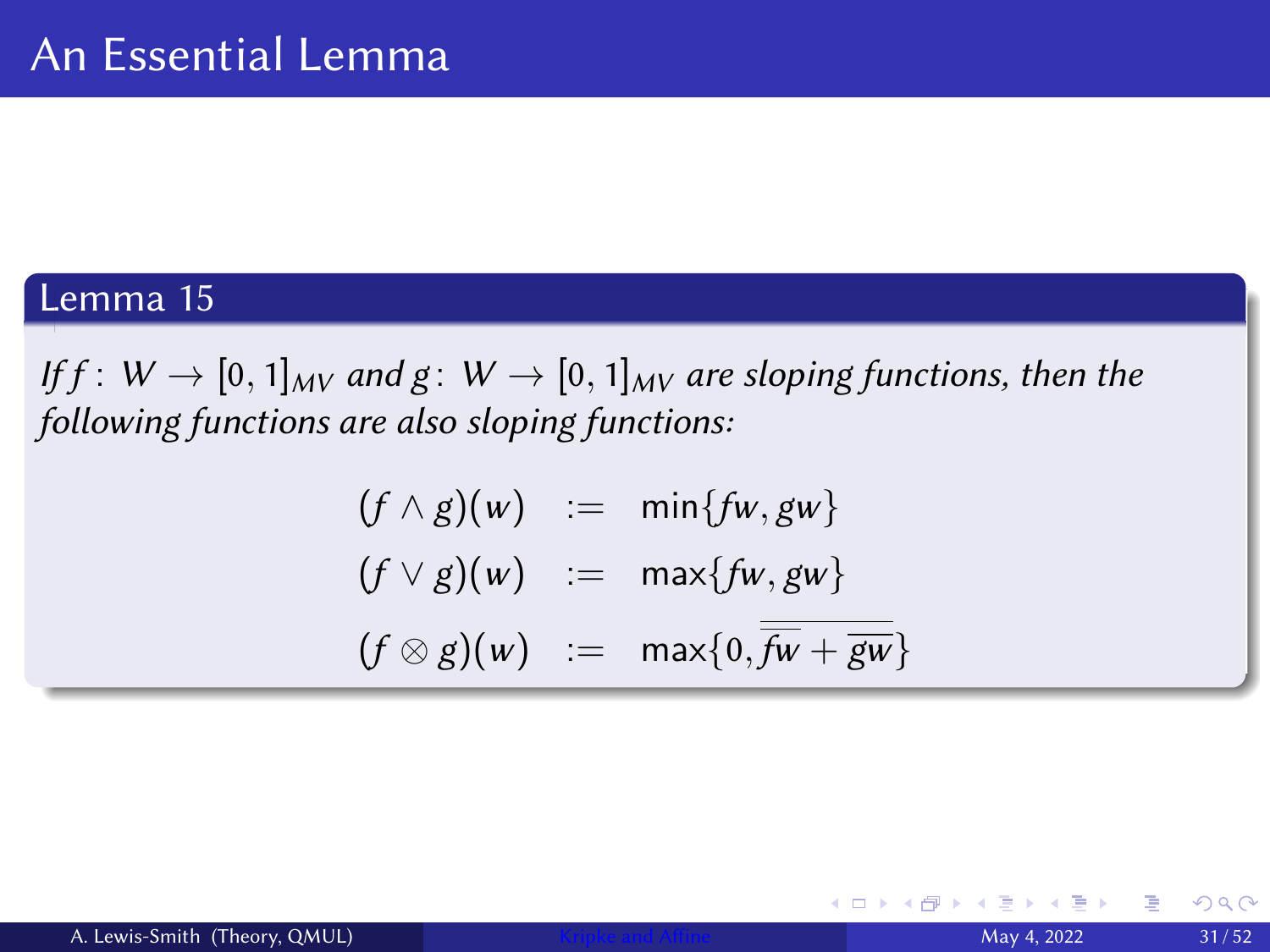# An Essential Lemma

**Lemma 15**

*If $f\colon W \to [0,1]_{MV}$ and $g\colon W \to [0,1]_{MV}$ are sloping functions, then the following functions are also sloping functions:*

$$
\begin{aligned}
(f \wedge g)(w) &:= \min\{fw, gw\} \\
(f \vee g)(w) &:= \max\{fw, gw\} \\
(f \otimes g)(w) &:= \max\{0, \overline{\overline{fw} + \overline{gw}}\}
\end{aligned}
$$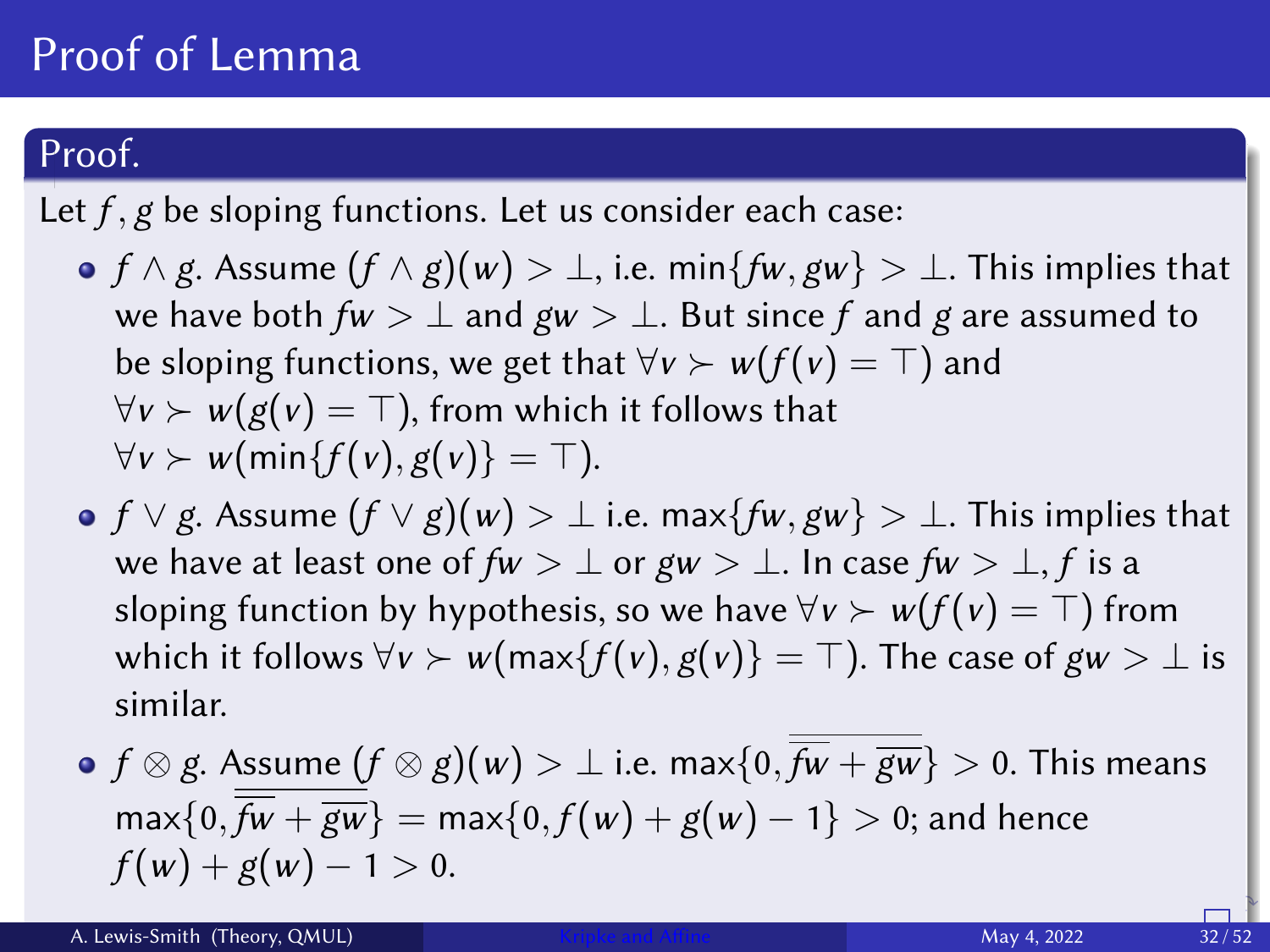# Proof of Lemma

**Proof.**

Let $f, g$ be sloping functions. Let us consider each case:

- $f \wedge g$. Assume $(f \wedge g)(w) > \bot$, i.e. $\min\{fw, gw\} > \bot$. This implies that we have both $fw > \bot$ and $gw > \bot$. But since $f$ and $g$ are assumed to be sloping functions, we get that $\forall v \succ w(f(v) = \top)$ and $\forall v \succ w(g(v) = \top)$, from which it follows that $\forall v \succ w(\min\{f(v), g(v)\} = \top)$.
- $f \vee g$. Assume $(f \vee g)(w) > \bot$ i.e. $\max\{fw, gw\} > \bot$. This implies that we have at least one of $fw > \bot$ or $gw > \bot$. In case $fw > \bot$, $f$ is a sloping function by hypothesis, so we have $\forall v \succ w(f(v) = \top)$ from which it follows $\forall v \succ w(\max\{f(v), g(v)\} = \top)$. The case of $gw > \bot$ is similar.
- $f \otimes g$. Assume $(f \otimes g)(w) > \bot$ i.e. $\max\{0, \overline{\overline{fw} + \overline{gw}}\} > 0$. This means $\max\{0, \overline{\overline{fw} + \overline{gw}}\} = \max\{0, f(w) + g(w) - 1\} > 0$; and hence $f(w) + g(w) - 1 > 0$.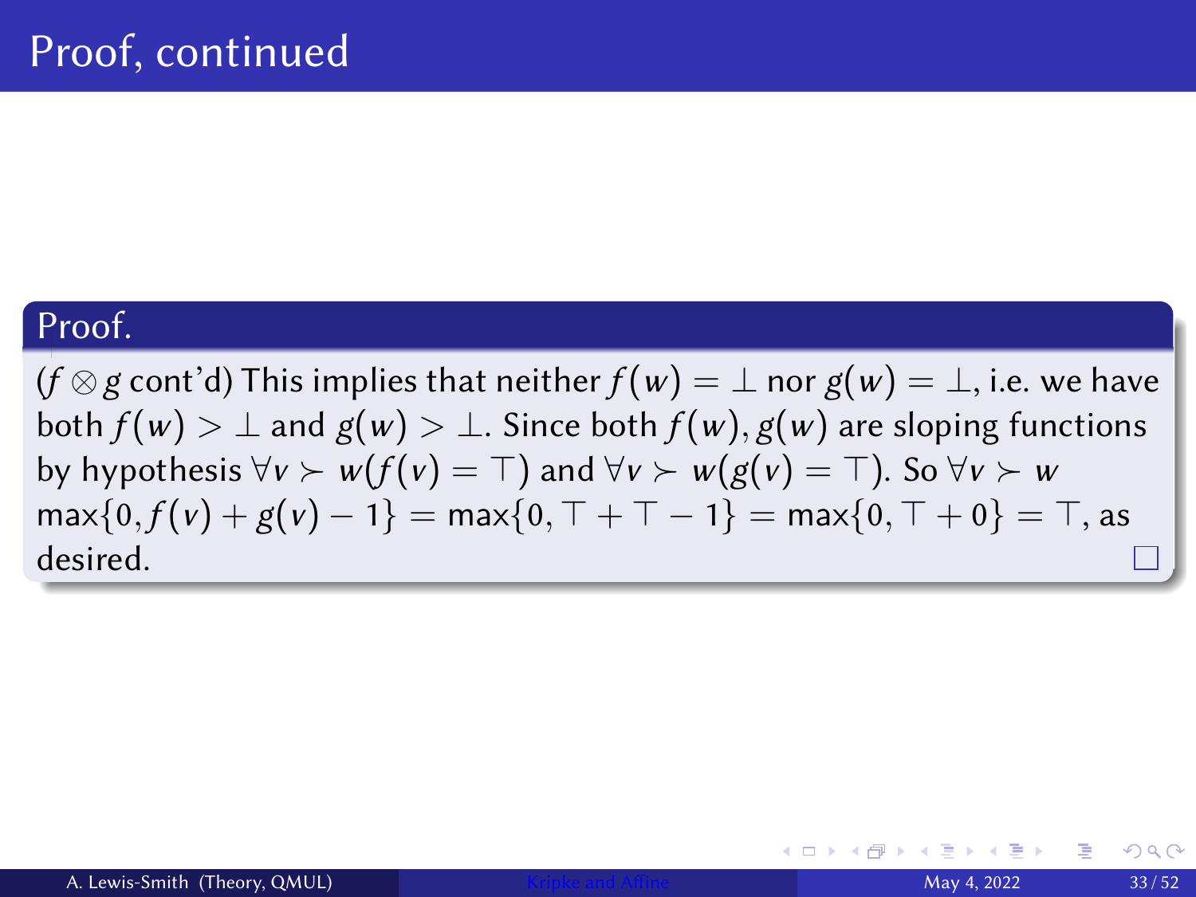# Proof, continued

**Proof.**

($f \otimes g$ cont'd) This implies that neither $f(w) = \bot$ nor $g(w) = \bot$, i.e. we have both $f(w) > \bot$ and $g(w) > \bot$. Since both $f(w), g(w)$ are sloping functions by hypothesis $\forall v \succ w(f(v) = \top)$ and $\forall v \succ w(g(v) = \top)$. So $\forall v \succ w$ $\max\{0, f(v) + g(v) - 1\} = \max\{0, \top + \top - 1\} = \max\{0, \top + 0\} = \top$, as desired. □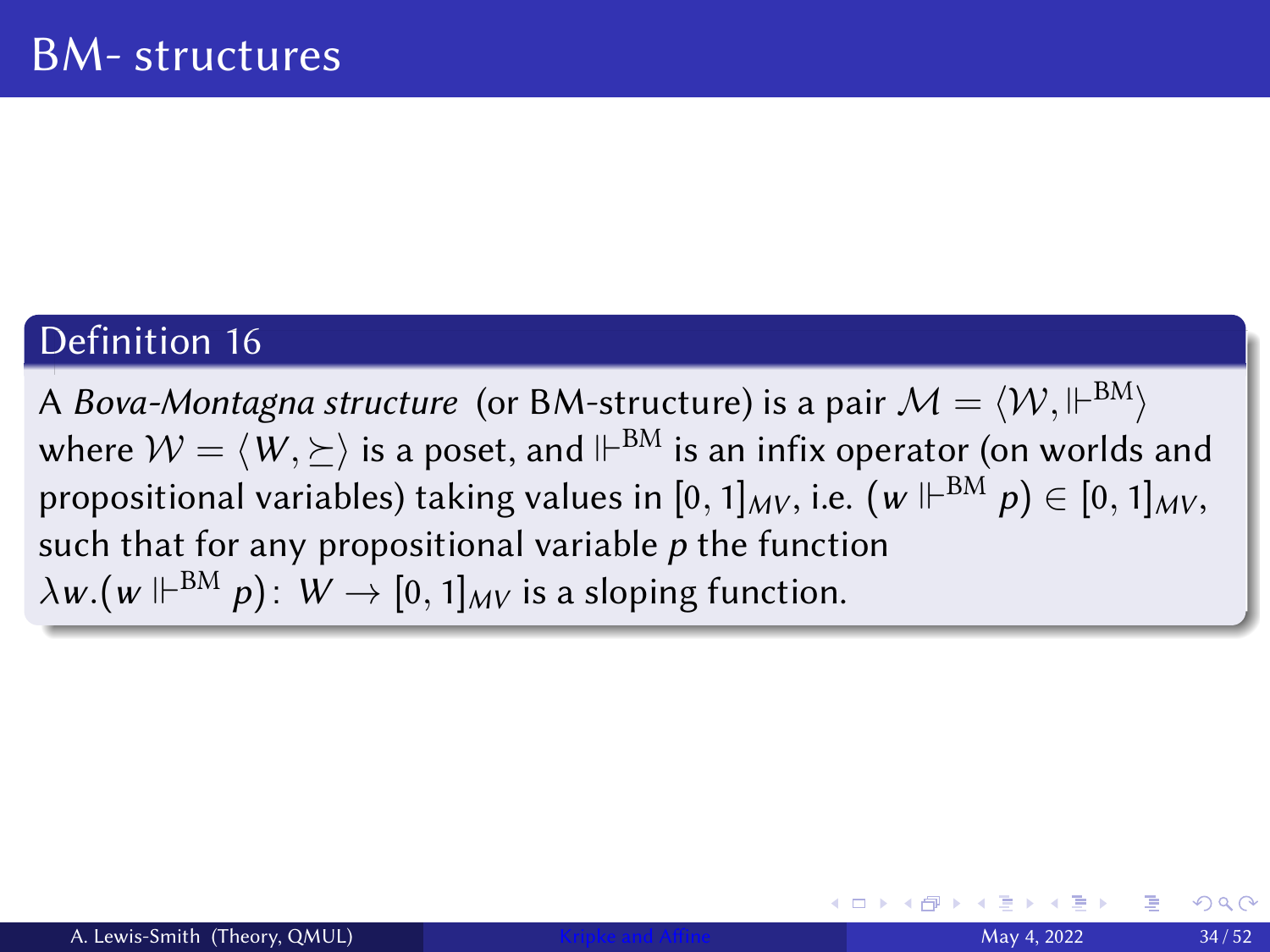# BM- structures

**Definition 16**

A *Bova-Montagna structure* (or BM-structure) is a pair $\mathcal{M} = \langle \mathcal{W}, \Vdash^{\mathrm{BM}} \rangle$ where $\mathcal{W} = \langle W, \succeq \rangle$ is a poset, and $\Vdash^{\mathrm{BM}}$ is an infix operator (on worlds and propositional variables) taking values in $[0, 1]_{MV}$, i.e. $(w \Vdash^{\mathrm{BM}} p) \in [0, 1]_{MV}$, such that for any propositional variable $p$ the function $\lambda w.(w \Vdash^{\mathrm{BM}} p) \colon W \to [0, 1]_{MV}$ is a sloping function.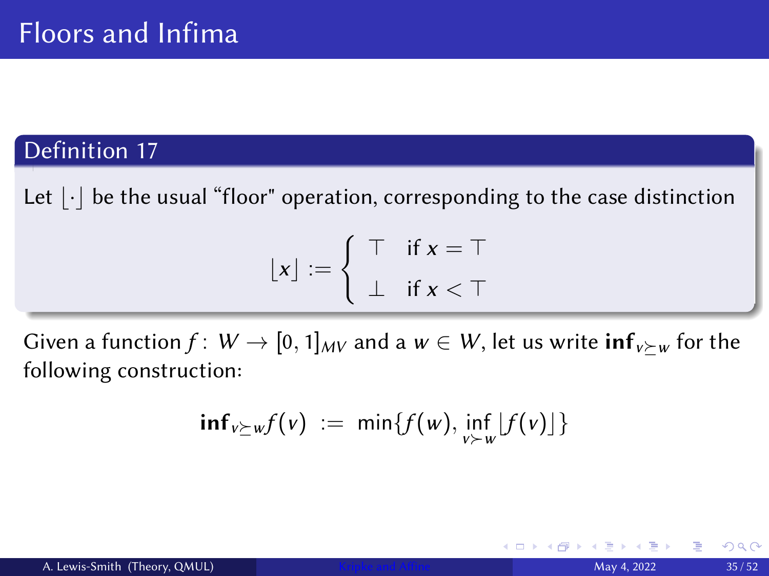# Floors and Infima

**Definition 17**

Let $\lfloor \cdot \rfloor$ be the usual "floor" operation, corresponding to the case distinction

$$\lfloor x \rfloor := \begin{cases} \top & \text{if } x = \top \\ \bot & \text{if } x < \top \end{cases}$$

Given a function $f\colon W \to [0,1]_{MV}$ and a $w \in W$, let us write $\mathbf{inf}_{v \succeq w}$ for the following construction:

$$\mathbf{inf}_{v \succeq w} f(v) \ := \ \min\{f(w), \inf_{v \succ w} \lfloor f(v) \rfloor\}$$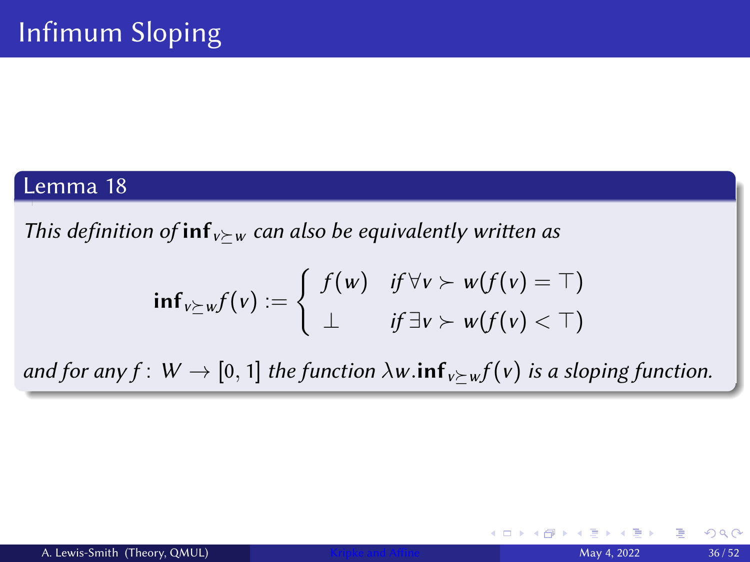# Infimum Sloping

**Lemma 18**

*This definition of* $\mathbf{inf}_{v \succeq w}$ *can also be equivalently written as*

$$\mathbf{inf}_{v \succeq w} f(v) := \begin{cases} f(w) & \text{if } \forall v \succ w (f(v) = \top) \\ \bot & \text{if } \exists v \succ w (f(v) < \top) \end{cases}$$

*and for any* $f : W \to [0, 1]$ *the function* $\lambda w . \mathbf{inf}_{v \succeq w} f(v)$ *is a sloping function.*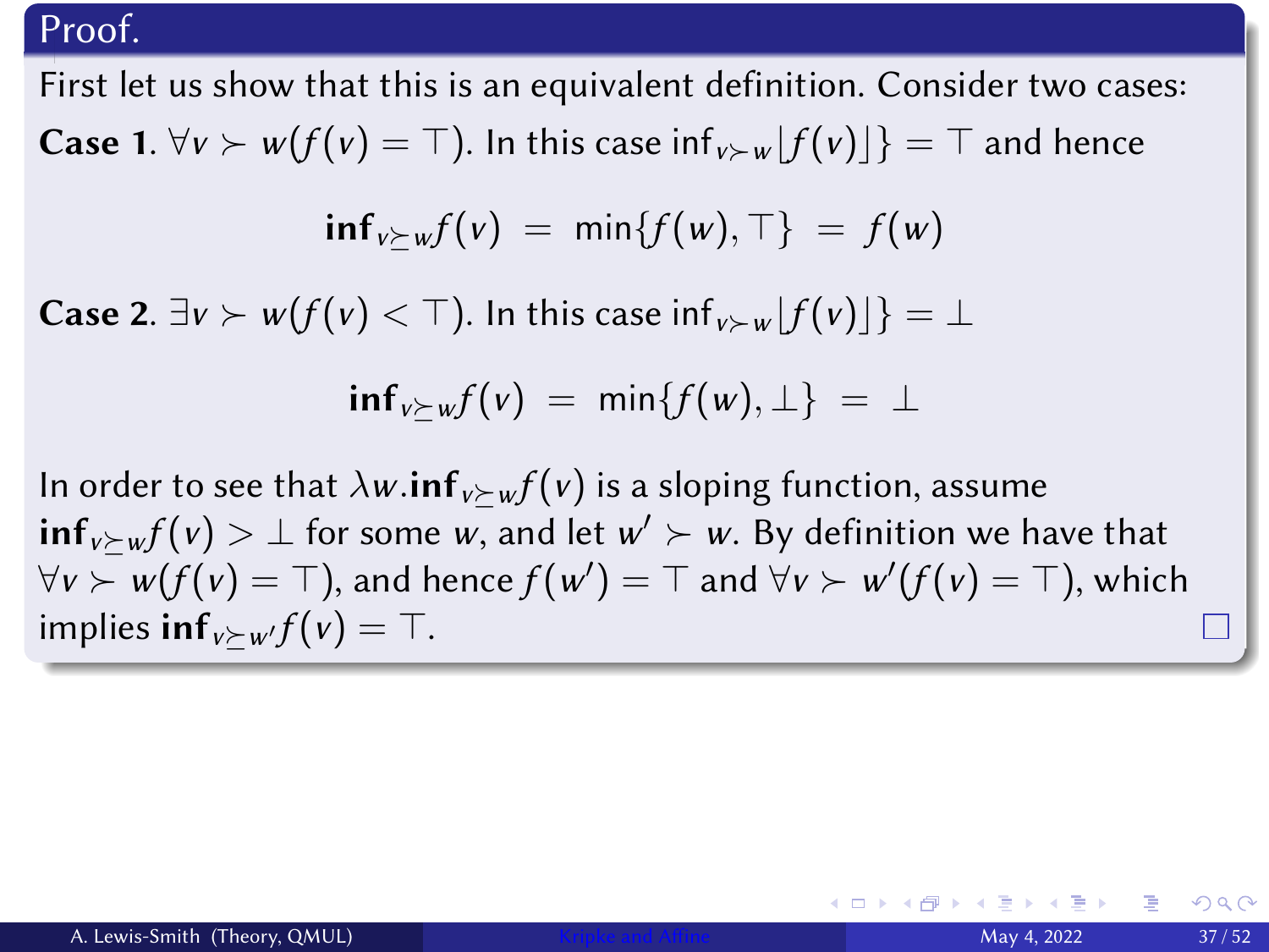# Proof.

First let us show that this is an equivalent definition. Consider two cases:

**Case 1.** $\forall v \succ w(f(v) = \top)$. In this case $\inf_{v \succ w} \lfloor f(v) \rfloor\} = \top$ and hence

$$\mathbf{inf}_{v \succeq w} f(v) \;=\; \min\{f(w), \top\} \;=\; f(w)$$

**Case 2.** $\exists v \succ w(f(v) < \top)$. In this case $\inf_{v \succ w} \lfloor f(v) \rfloor\} = \bot$

$$\mathbf{inf}_{v \succeq w} f(v) \;=\; \min\{f(w), \bot\} \;=\; \bot$$

In order to see that $\lambda w.\mathbf{inf}_{v \succeq w} f(v)$ is a sloping function, assume $\mathbf{inf}_{v \succeq w} f(v) > \bot$ for some $w$, and let $w' \succ w$. By definition we have that $\forall v \succ w(f(v) = \top)$, and hence $f(w') = \top$ and $\forall v \succ w'(f(v) = \top)$, which implies $\mathbf{inf}_{v \succeq w'} f(v) = \top$. □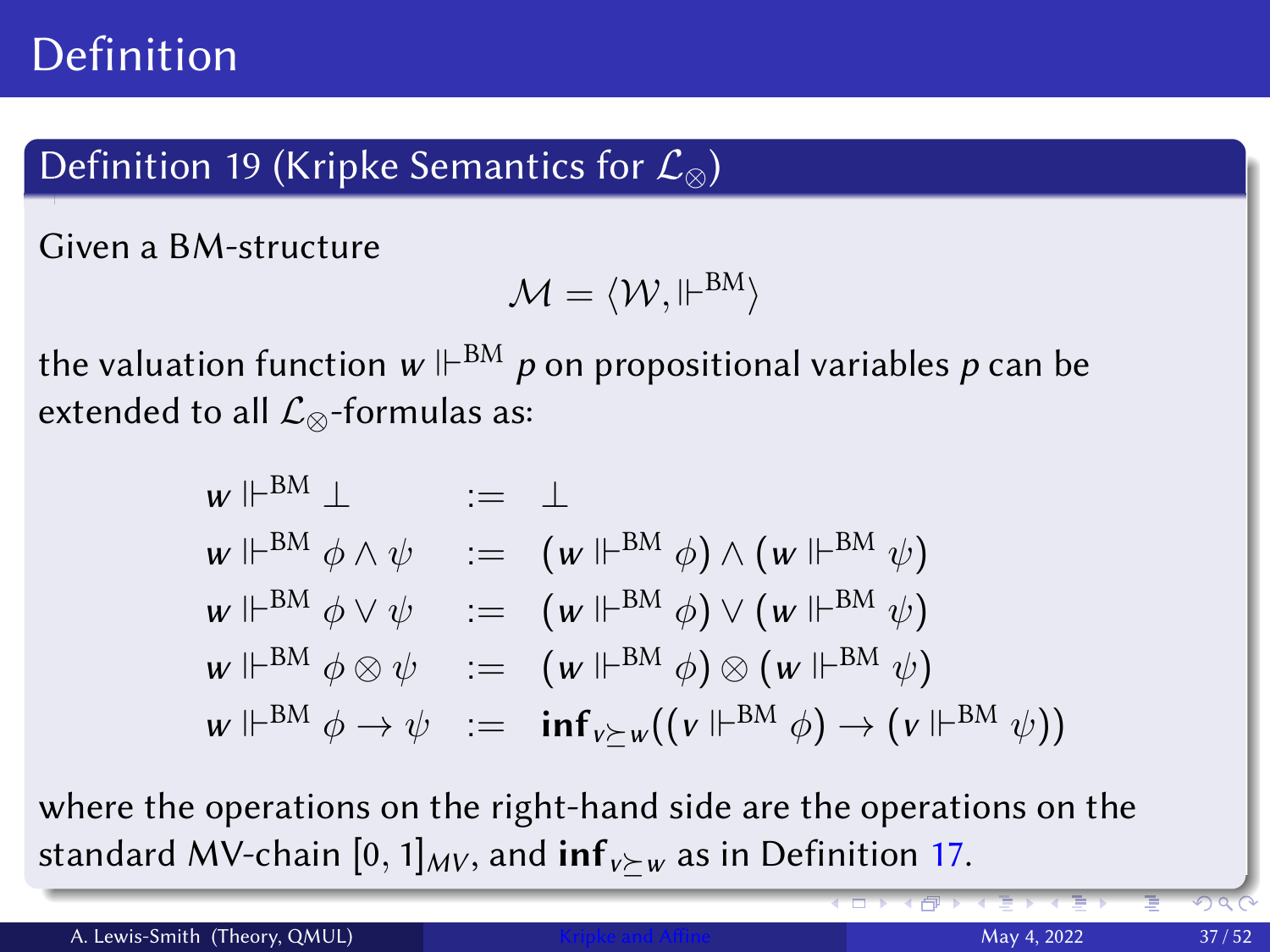# Definition

## Definition 19 (Kripke Semantics for $\mathcal{L}_\otimes$)

Given a BM-structure

$$\mathcal{M} = \langle \mathcal{W}, \Vdash^{\text{BM}} \rangle$$

the valuation function $w \Vdash^{\text{BM}} p$ on propositional variables $p$ can be extended to all $\mathcal{L}_\otimes$-formulas as:

$$\begin{array}{lcl}
w \Vdash^{\text{BM}} \bot & := & \bot \\
w \Vdash^{\text{BM}} \phi \wedge \psi & := & (w \Vdash^{\text{BM}} \phi) \wedge (w \Vdash^{\text{BM}} \psi) \\
w \Vdash^{\text{BM}} \phi \vee \psi & := & (w \Vdash^{\text{BM}} \phi) \vee (w \Vdash^{\text{BM}} \psi) \\
w \Vdash^{\text{BM}} \phi \otimes \psi & := & (w \Vdash^{\text{BM}} \phi) \otimes (w \Vdash^{\text{BM}} \psi) \\
w \Vdash^{\text{BM}} \phi \to \psi & := & \mathbf{inf}_{v \succeq w}((v \Vdash^{\text{BM}} \phi) \to (v \Vdash^{\text{BM}} \psi))
\end{array}$$

where the operations on the right-hand side are the operations on the standard MV-chain $[0, 1]_{MV}$, and $\mathbf{inf}_{v \succeq w}$ as in Definition 17.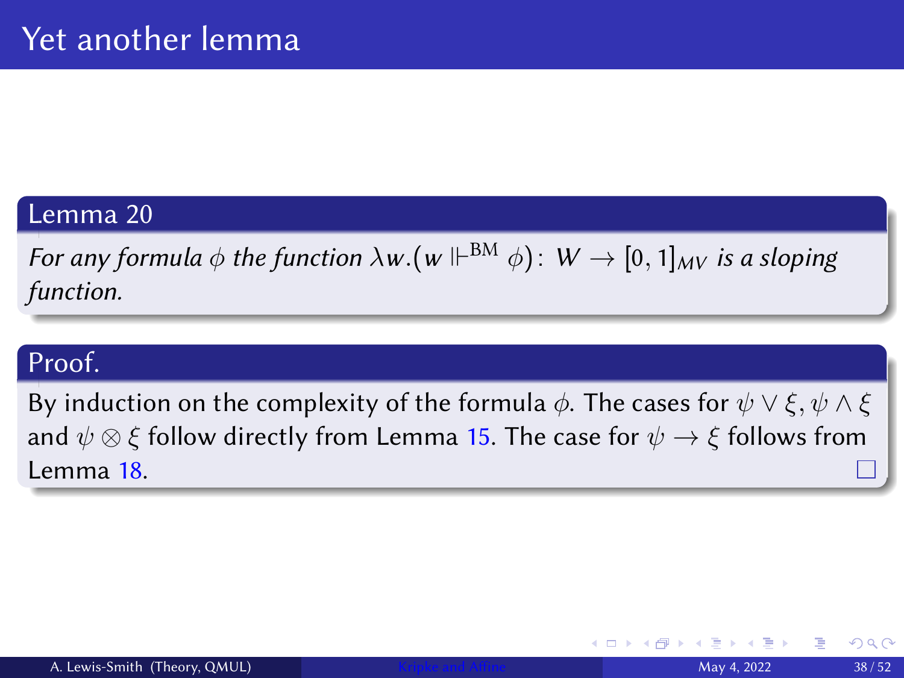# Yet another lemma

**Lemma 20**

*For any formula $\phi$ the function $\lambda w.(w \Vdash^{\mathrm{BM}} \phi) \colon W \to [0,1]_{MV}$ is a sloping function.*

**Proof.**

By induction on the complexity of the formula $\phi$. The cases for $\psi \vee \xi, \psi \wedge \xi$ and $\psi \otimes \xi$ follow directly from Lemma 15. The case for $\psi \to \xi$ follows from Lemma 18. □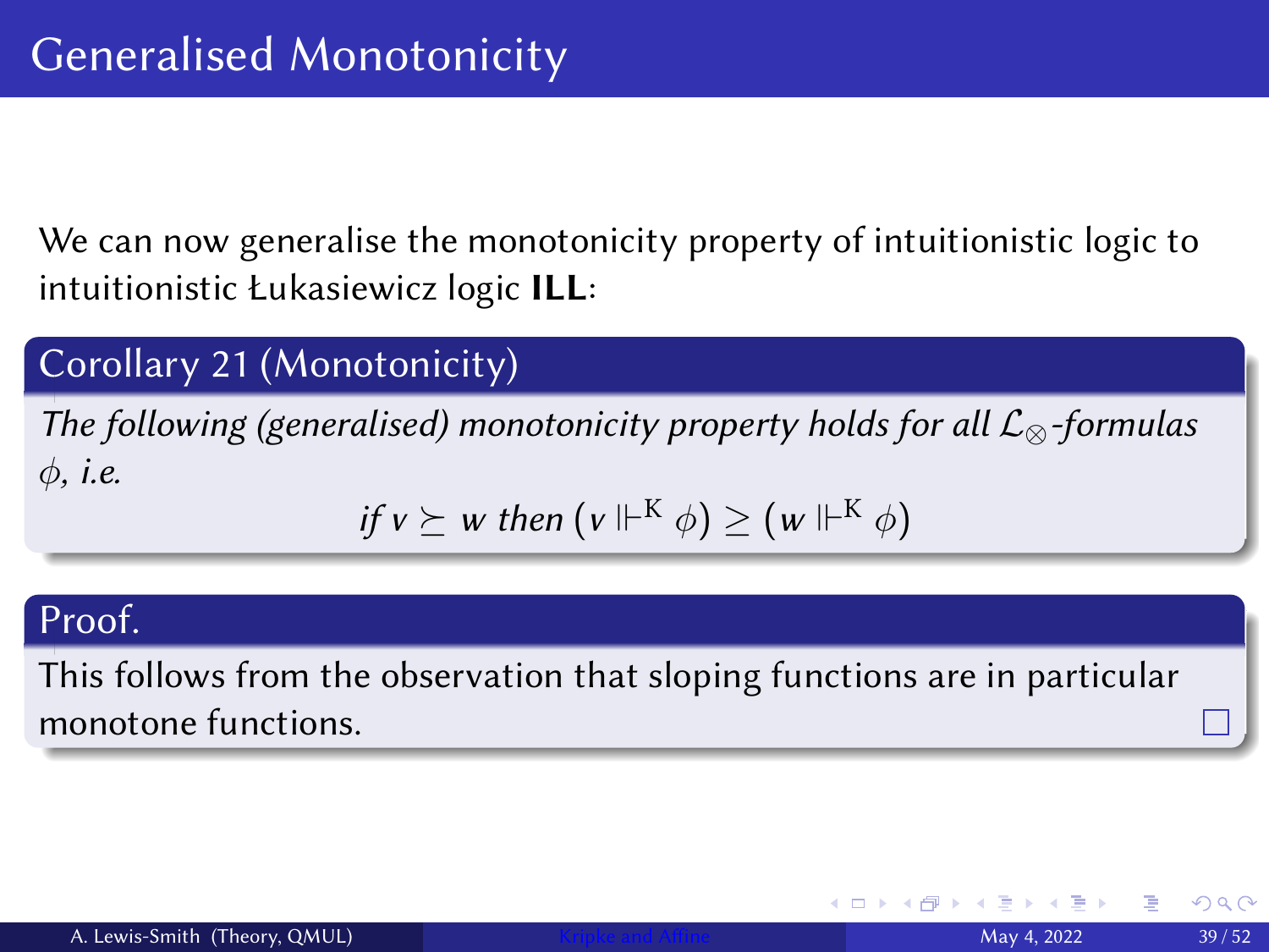# Generalised Monotonicity

We can now generalise the monotonicity property of intuitionistic logic to intuitionistic Łukasiewicz logic **ILL**:

**Corollary 21 (Monotonicity)**

*The following (generalised) monotonicity property holds for all $\mathcal{L}_{\otimes}$-formulas $\phi$, i.e.*

$$\textit{if } v \succeq w \textit{ then } (v \Vdash^{\mathrm{K}} \phi) \geq (w \Vdash^{\mathrm{K}} \phi)$$

**Proof.**

This follows from the observation that sloping functions are in particular monotone functions. □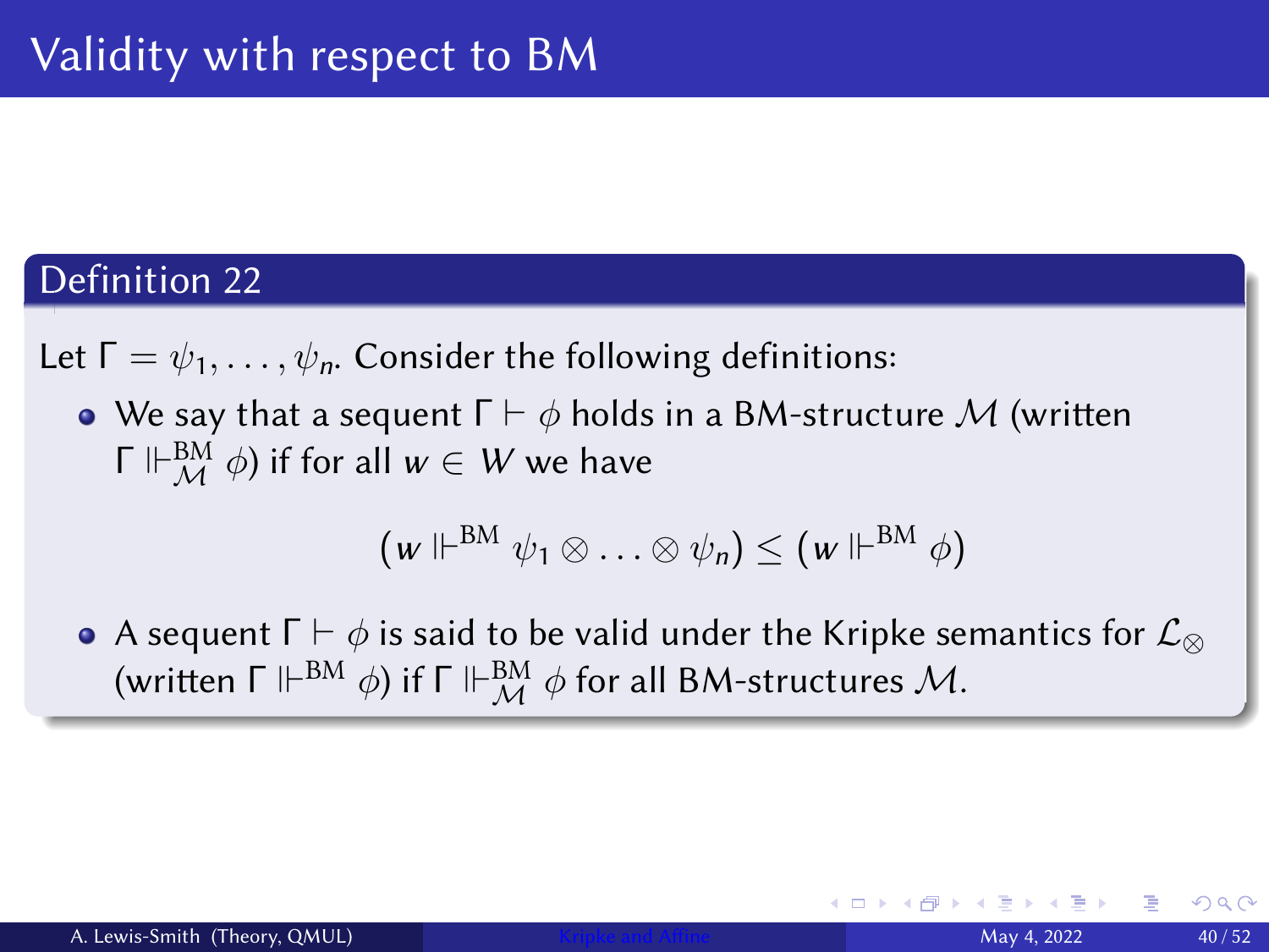# Validity with respect to BM

**Definition 22**

Let $\Gamma = \psi_1, \ldots, \psi_n$. Consider the following definitions:

- We say that a sequent $\Gamma \vdash \phi$ holds in a BM-structure $\mathcal{M}$ (written $\Gamma \Vdash^{\text{BM}}_{\mathcal{M}} \phi$) if for all $w \in W$ we have

$$(w \Vdash^{\text{BM}} \psi_1 \otimes \ldots \otimes \psi_n) \leq (w \Vdash^{\text{BM}} \phi)$$

- A sequent $\Gamma \vdash \phi$ is said to be valid under the Kripke semantics for $\mathcal{L}_{\otimes}$ (written $\Gamma \Vdash^{\text{BM}} \phi$) if $\Gamma \Vdash^{\text{BM}}_{\mathcal{M}} \phi$ for all BM-structures $\mathcal{M}$.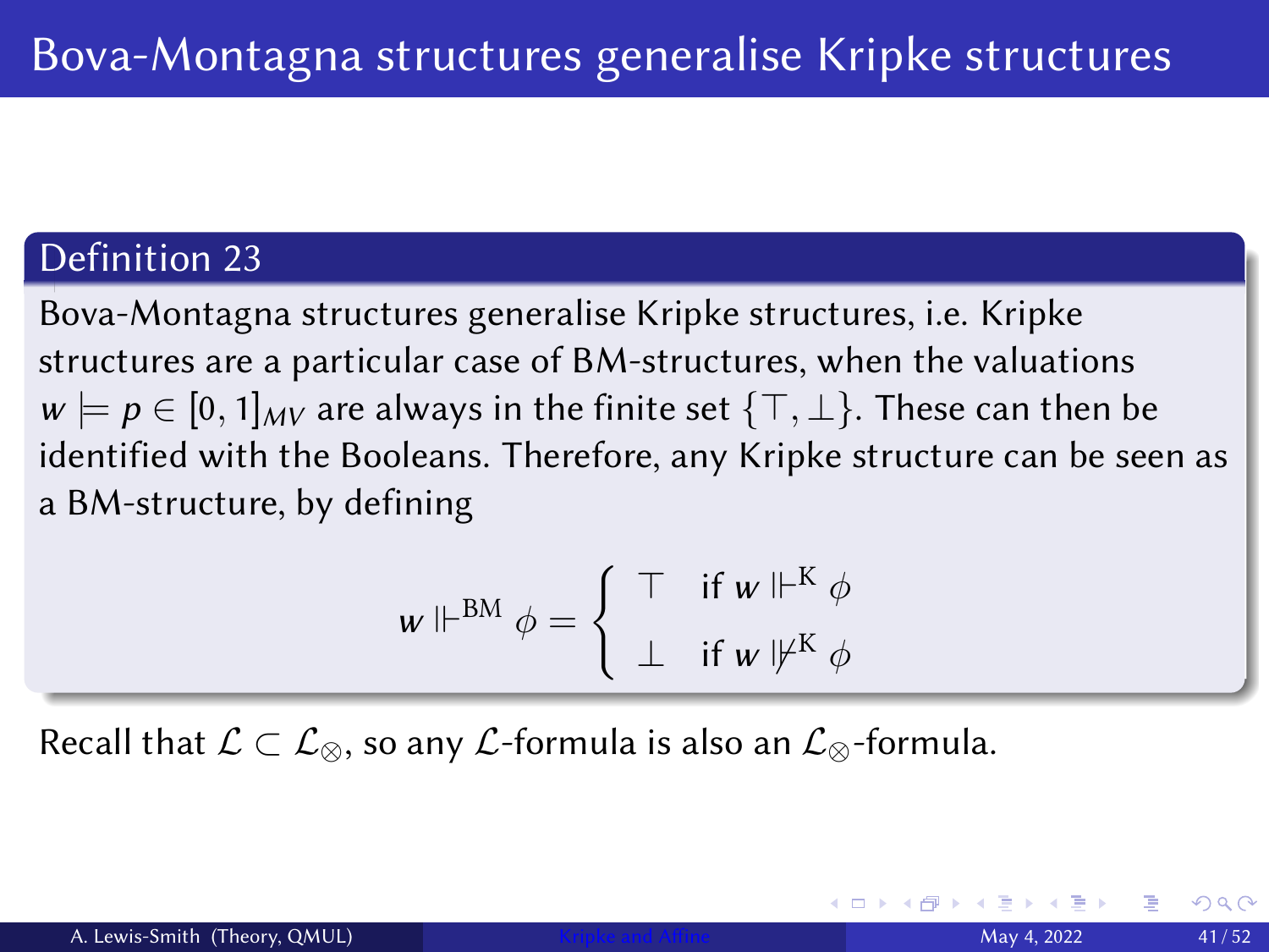# Bova-Montagna structures generalise Kripke structures

**Definition 23**

Bova-Montagna structures generalise Kripke structures, i.e. Kripke structures are a particular case of BM-structures, when the valuations $w \models p \in [0,1]_{MV}$ are always in the finite set $\{\top, \bot\}$. These can then be identified with the Booleans. Therefore, any Kripke structure can be seen as a BM-structure, by defining

$$w \Vdash^{\mathrm{BM}} \phi = \begin{cases} \top & \text{if } w \Vdash^{\mathrm{K}} \phi \\ \bot & \text{if } w \nVdash^{\mathrm{K}} \phi \end{cases}$$

Recall that $\mathcal{L} \subset \mathcal{L}_{\otimes}$, so any $\mathcal{L}$-formula is also an $\mathcal{L}_{\otimes}$-formula.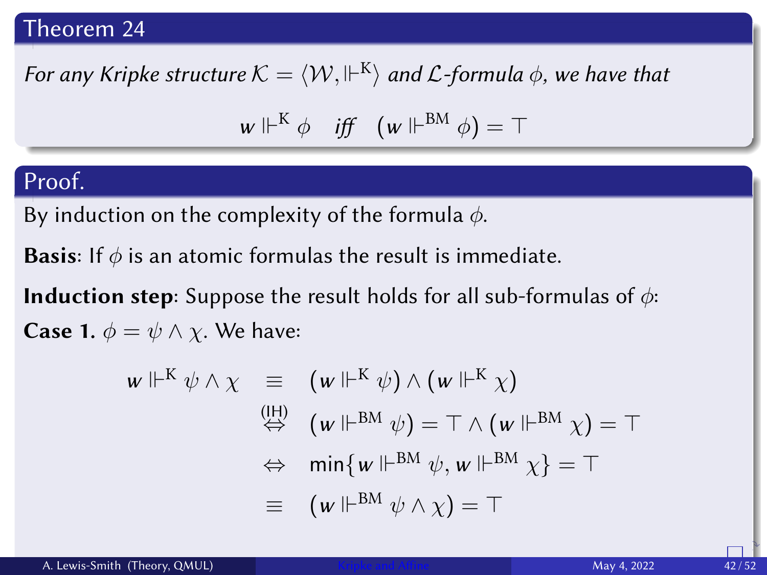## Theorem 24

*For any Kripke structure $\mathcal{K} = \langle \mathcal{W}, \Vdash^{\mathrm{K}} \rangle$ and $\mathcal{L}$-formula $\phi$, we have that*

$$w \Vdash^{\mathrm{K}} \phi \quad \textit{iff} \quad (w \Vdash^{\mathrm{BM}} \phi) = \top$$

## Proof.

By induction on the complexity of the formula $\phi$.

**Basis**: If $\phi$ is an atomic formulas the result is immediate.

**Induction step**: Suppose the result holds for all sub-formulas of $\phi$:

**Case 1.** $\phi = \psi \wedge \chi$. We have:

$$\begin{aligned}
w \Vdash^{\mathrm{K}} \psi \wedge \chi \quad &\equiv \quad (w \Vdash^{\mathrm{K}} \psi) \wedge (w \Vdash^{\mathrm{K}} \chi) \\
&\overset{\text{(IH)}}{\Leftrightarrow} \quad (w \Vdash^{\mathrm{BM}} \psi) = \top \wedge (w \Vdash^{\mathrm{BM}} \chi) = \top \\
&\Leftrightarrow \quad \min\{w \Vdash^{\mathrm{BM}} \psi, w \Vdash^{\mathrm{BM}} \chi\} = \top \\
&\equiv \quad (w \Vdash^{\mathrm{BM}} \psi \wedge \chi) = \top
\end{aligned}$$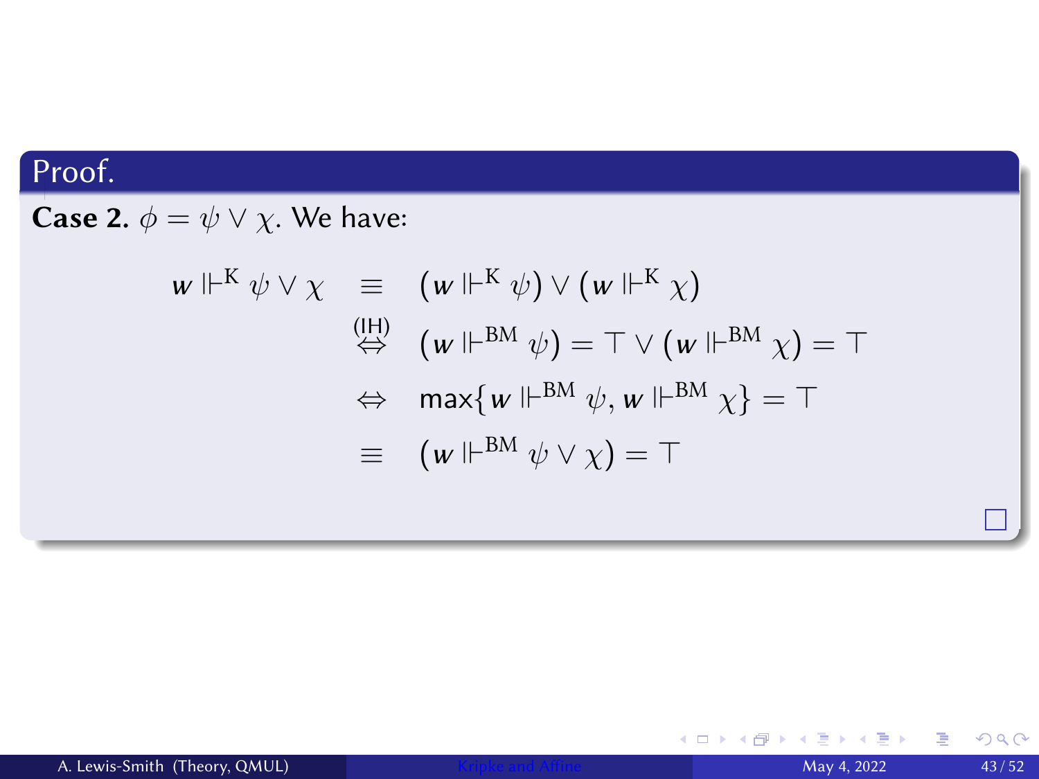**Proof.**

**Case 2.** $\phi = \psi \vee \chi$. We have:

$$
\begin{aligned}
w \Vdash^{\mathrm{K}} \psi \vee \chi \quad &\equiv \quad (w \Vdash^{\mathrm{K}} \psi) \vee (w \Vdash^{\mathrm{K}} \chi) \\
&\overset{\text{(IH)}}{\Leftrightarrow} \quad (w \Vdash^{\mathrm{BM}} \psi) = \top \vee (w \Vdash^{\mathrm{BM}} \chi) = \top \\
&\Leftrightarrow \quad \max\{w \Vdash^{\mathrm{BM}} \psi, w \Vdash^{\mathrm{BM}} \chi\} = \top \\
&\equiv \quad (w \Vdash^{\mathrm{BM}} \psi \vee \chi) = \top
\end{aligned}
$$

□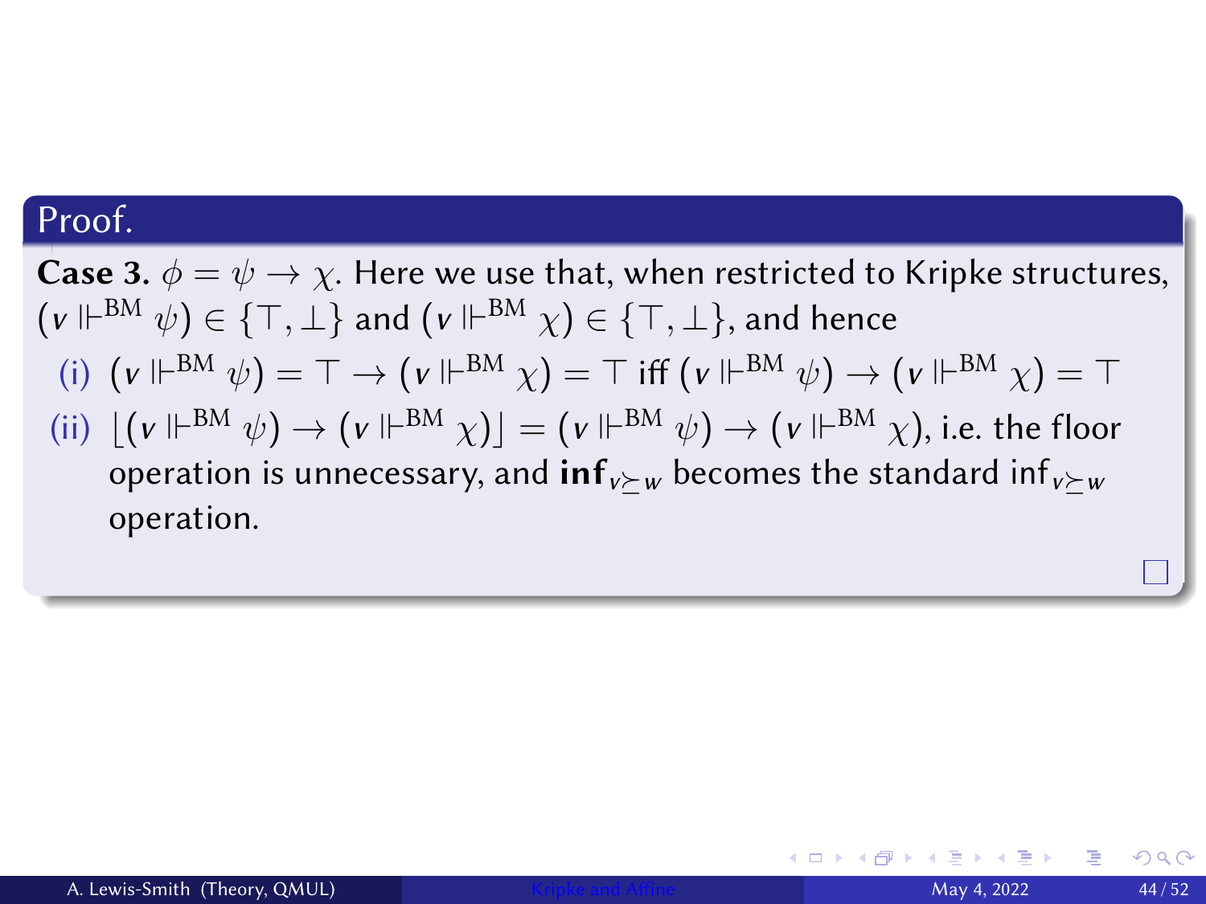**Proof.**

**Case 3.** $\phi = \psi \to \chi$. Here we use that, when restricted to Kripke structures, $(v \Vdash^{\text{BM}} \psi) \in \{\top, \bot\}$ and $(v \Vdash^{\text{BM}} \chi) \in \{\top, \bot\}$, and hence

(i) $(v \Vdash^{\text{BM}} \psi) = \top \to (v \Vdash^{\text{BM}} \chi) = \top$ iff $(v \Vdash^{\text{BM}} \psi) \to (v \Vdash^{\text{BM}} \chi) = \top$

(ii) $\lfloor (v \Vdash^{\text{BM}} \psi) \to (v \Vdash^{\text{BM}} \chi) \rfloor = (v \Vdash^{\text{BM}} \psi) \to (v \Vdash^{\text{BM}} \chi)$, i.e. the floor operation is unnecessary, and $\mathbf{inf}_{v \succeq w}$ becomes the standard $\inf_{v \succeq w}$ operation.

□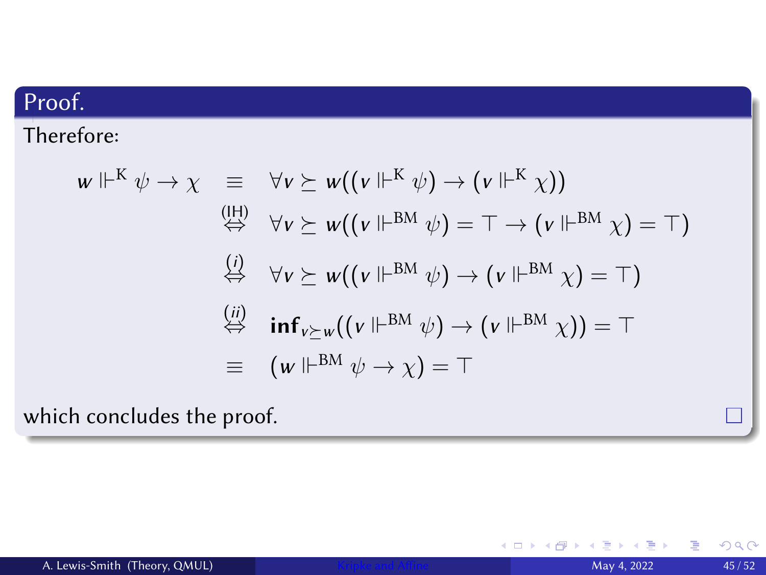**Proof.**

Therefore:

$$
\begin{aligned}
w \Vdash^{\mathrm{K}} \psi \to \chi \quad &\equiv \quad \forall v \succeq w((v \Vdash^{\mathrm{K}} \psi) \to (v \Vdash^{\mathrm{K}} \chi)) \\
&\overset{(\mathrm{IH})}{\Leftrightarrow} \quad \forall v \succeq w((v \Vdash^{\mathrm{BM}} \psi) = \top \to (v \Vdash^{\mathrm{BM}} \chi) = \top) \\
&\overset{(i)}{\Leftrightarrow} \quad \forall v \succeq w((v \Vdash^{\mathrm{BM}} \psi) \to (v \Vdash^{\mathrm{BM}} \chi) = \top) \\
&\overset{(ii)}{\Leftrightarrow} \quad \mathbf{inf}_{v \succeq w}((v \Vdash^{\mathrm{BM}} \psi) \to (v \Vdash^{\mathrm{BM}} \chi)) = \top \\
&\equiv \quad (w \Vdash^{\mathrm{BM}} \psi \to \chi) = \top
\end{aligned}
$$

which concludes the proof. □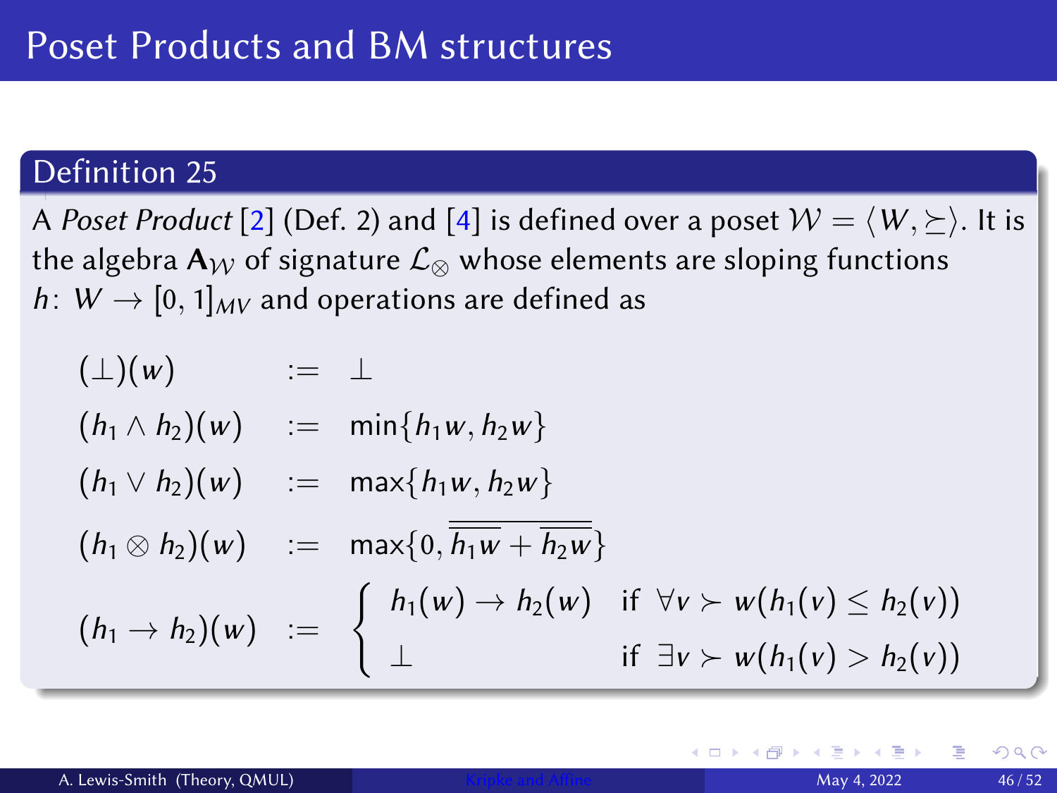# Poset Products and BM structures

## Definition 25

A *Poset Product* [2] (Def. 2) and [4] is defined over a poset $\mathcal{W} = \langle W, \succeq \rangle$. It is the algebra $\mathbf{A}_{\mathcal{W}}$ of signature $\mathcal{L}_{\otimes}$ whose elements are sloping functions $h \colon W \to [0,1]_{MV}$ and operations are defined as

$$
\begin{array}{lcl}
(\bot)(w) & := & \bot \\
(h_1 \wedge h_2)(w) & := & \min\{h_1 w, h_2 w\} \\
(h_1 \vee h_2)(w) & := & \max\{h_1 w, h_2 w\} \\
(h_1 \otimes h_2)(w) & := & \max\{0, \overline{\overline{h_1 w} + \overline{h_2 w}}\} \\
(h_1 \to h_2)(w) & := & \begin{cases} h_1(w) \to h_2(w) & \text{if } \forall v \succ w(h_1(v) \leq h_2(v)) \\ \bot & \text{if } \exists v \succ w(h_1(v) > h_2(v)) \end{cases}
\end{array}
$$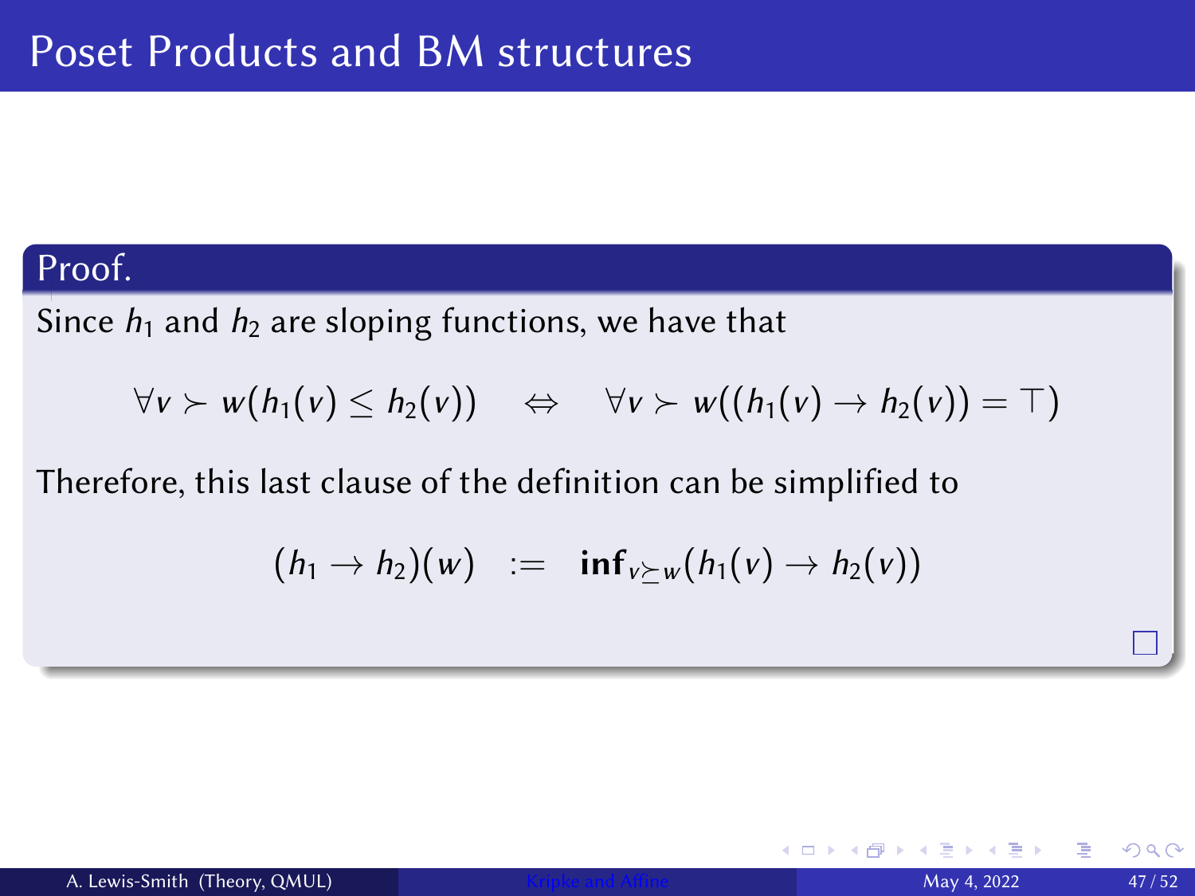# Poset Products and BM structures

**Proof.**

Since $h_1$ and $h_2$ are sloping functions, we have that

$$\forall v \succ w(h_1(v) \leq h_2(v)) \quad \Leftrightarrow \quad \forall v \succ w((h_1(v) \to h_2(v)) = \top)$$

Therefore, this last clause of the definition can be simplified to

$$(h_1 \to h_2)(w) \quad := \quad \mathbf{inf}_{v \succeq w}(h_1(v) \to h_2(v))$$

□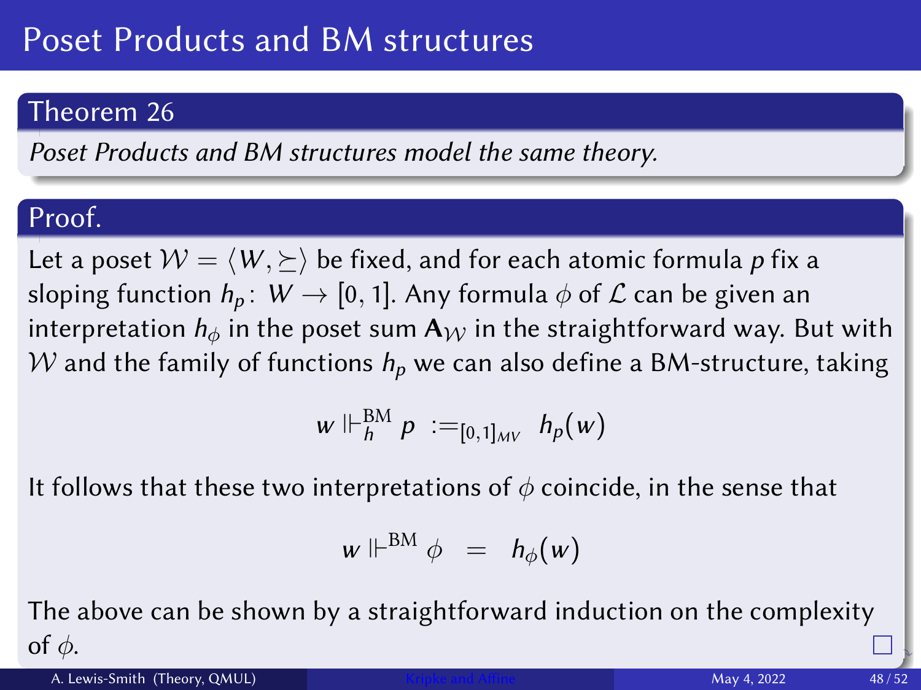# Poset Products and BM structures

## Theorem 26

*Poset Products and BM structures model the same theory.*

## Proof.

Let a poset $\mathcal{W} = \langle W, \succeq \rangle$ be fixed, and for each atomic formula $p$ fix a sloping function $h_p \colon W \to [0,1]$. Any formula $\phi$ of $\mathcal{L}$ can be given an interpretation $h_\phi$ in the poset sum $\mathbf{A}_{\mathcal{W}}$ in the straightforward way. But with $\mathcal{W}$ and the family of functions $h_p$ we can also define a BM-structure, taking

$$w \Vdash_h^{\mathrm{BM}} p \;:=_{[0,1]_{MV}}\; h_p(w)$$

It follows that these two interpretations of $\phi$ coincide, in the sense that

$$w \Vdash^{\mathrm{BM}} \phi \;=\; h_\phi(w)$$

The above can be shown by a straightforward induction on the complexity of $\phi$. □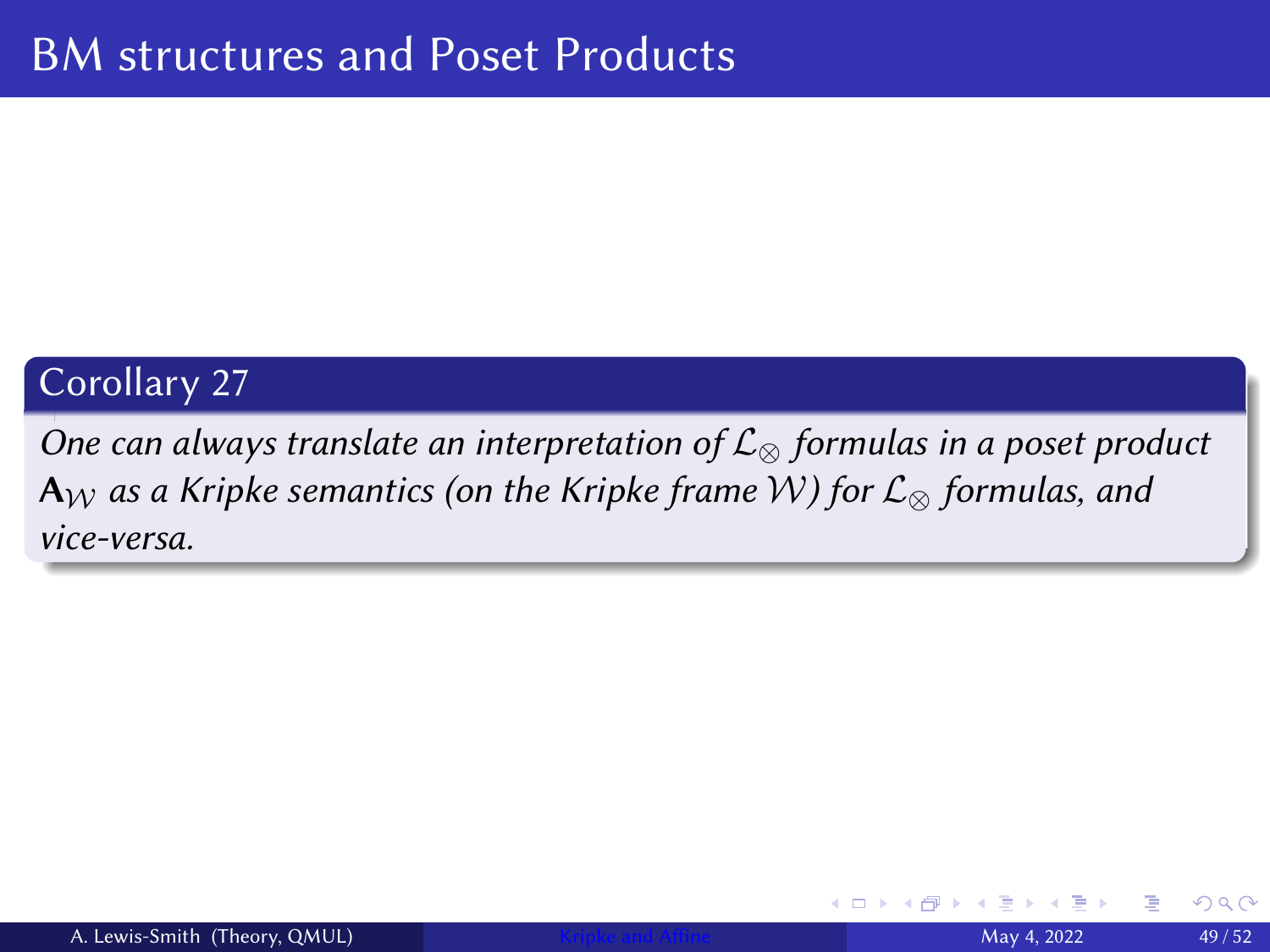# BM structures and Poset Products

**Corollary 27**

*One can always translate an interpretation of $\mathcal{L}_{\otimes}$ formulas in a poset product $\mathbf{A}_{\mathcal{W}}$ as a Kripke semantics (on the Kripke frame $\mathcal{W}$) for $\mathcal{L}_{\otimes}$ formulas, and vice-versa.*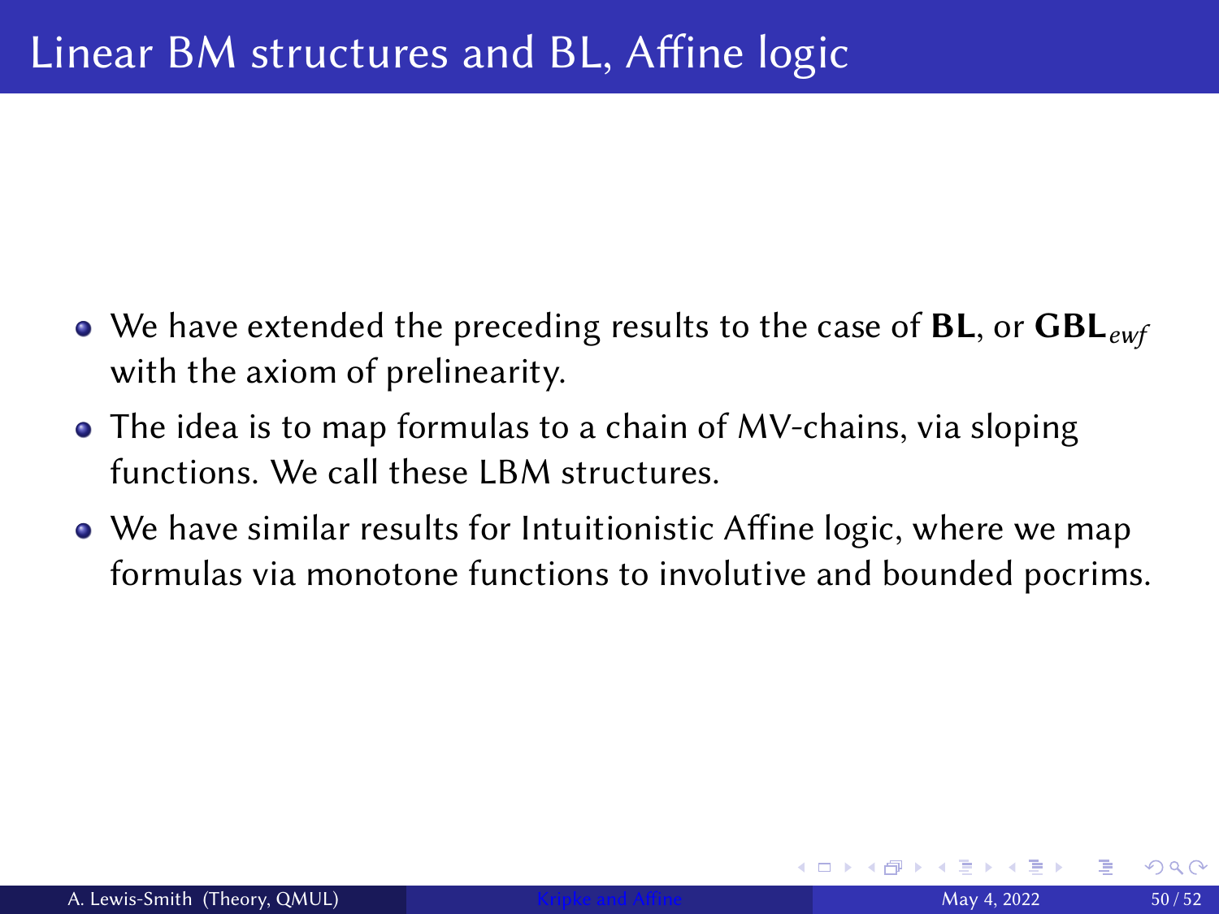# Linear BM structures and BL, Affine logic

- We have extended the preceding results to the case of **BL**, or $\mathbf{GBL}_{ewf}$ with the axiom of prelinearity.
- The idea is to map formulas to a chain of MV-chains, via sloping functions. We call these LBM structures.
- We have similar results for Intuitionistic Affine logic, where we map formulas via monotone functions to involutive and bounded pocrims.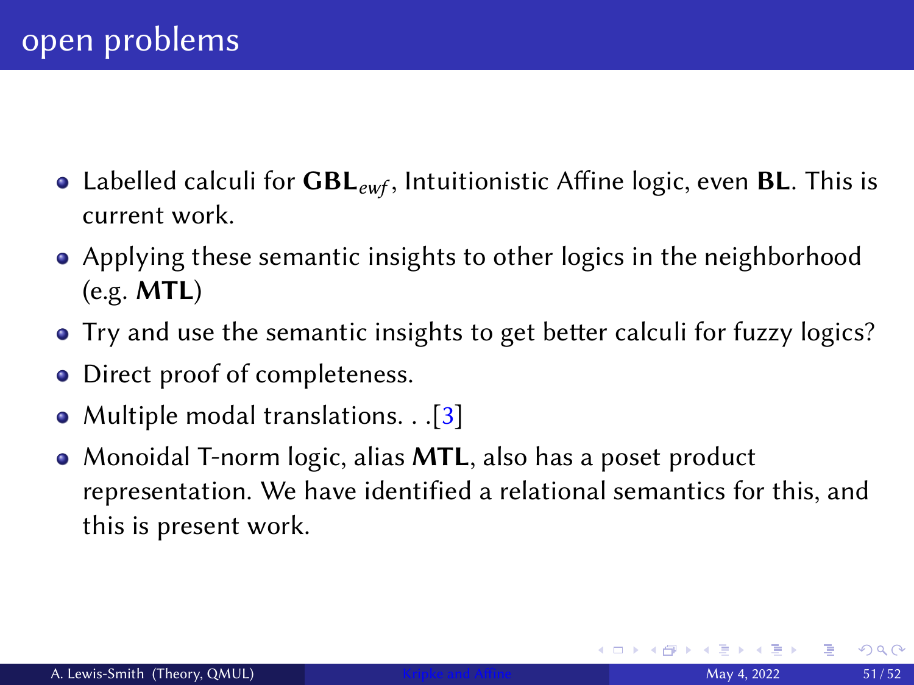# open problems

- Labelled calculi for $\mathbf{GBL}_{ewf}$, Intuitionistic Affine logic, even **BL**. This is current work.
- Applying these semantic insights to other logics in the neighborhood (e.g. **MTL**)
- Try and use the semantic insights to get better calculi for fuzzy logics?
- Direct proof of completeness.
- Multiple modal translations. . .[3]
- Monoidal T-norm logic, alias **MTL**, also has a poset product representation. We have identified a relational semantics for this, and this is present work.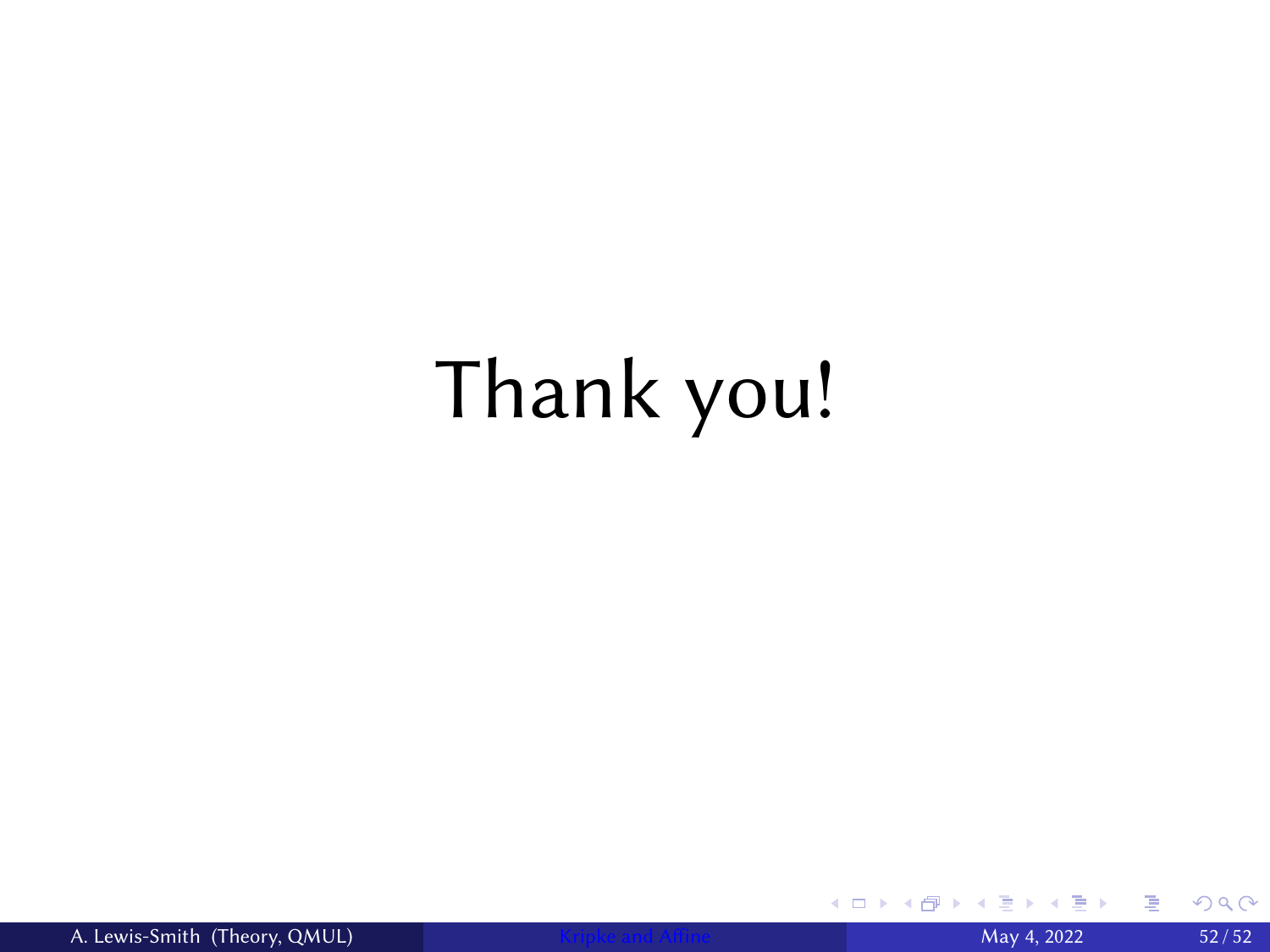# Thank you!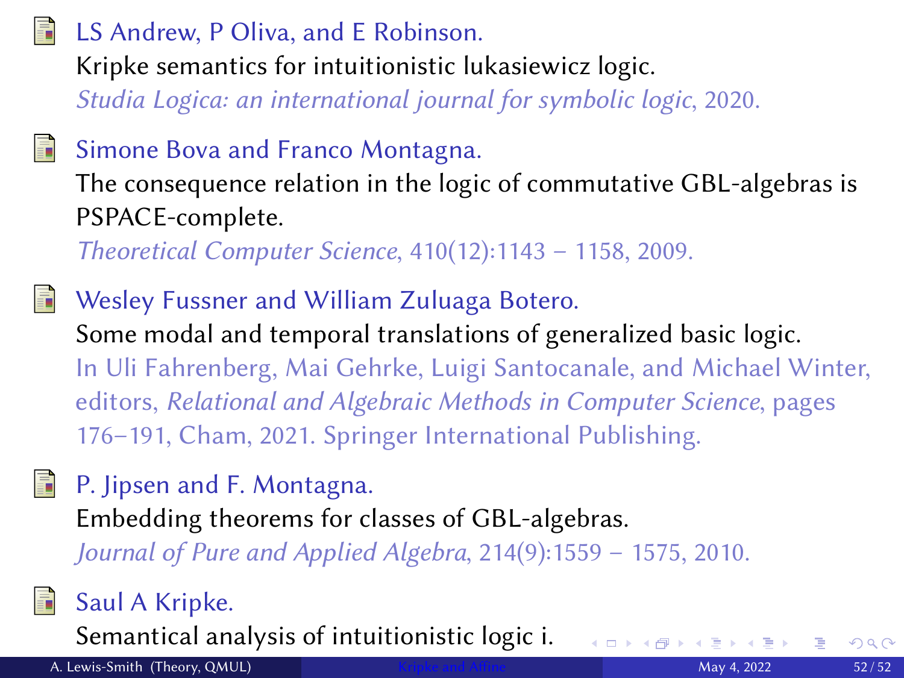LS Andrew, P Oliva, and E Robinson.
Kripke semantics for intuitionistic lukasiewicz logic.
*Studia Logica: an international journal for symbolic logic*, 2020.

Simone Bova and Franco Montagna.
The consequence relation in the logic of commutative GBL-algebras is PSPACE-complete.
*Theoretical Computer Science*, 410(12):1143 – 1158, 2009.

Wesley Fussner and William Zuluaga Botero.
Some modal and temporal translations of generalized basic logic.
In Uli Fahrenberg, Mai Gehrke, Luigi Santocanale, and Michael Winter, editors, *Relational and Algebraic Methods in Computer Science*, pages 176–191, Cham, 2021. Springer International Publishing.

P. Jipsen and F. Montagna.
Embedding theorems for classes of GBL-algebras.
*Journal of Pure and Applied Algebra*, 214(9):1559 – 1575, 2010.

Saul A Kripke.
Semantical analysis of intuitionistic logic i.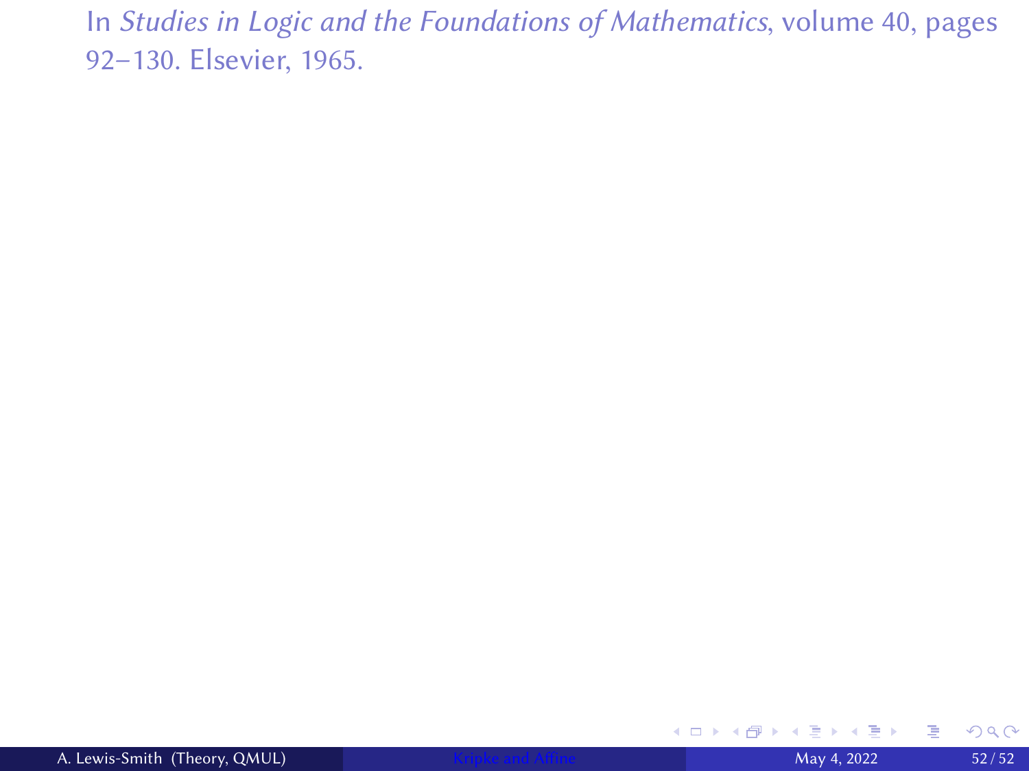In *Studies in Logic and the Foundations of Mathematics*, volume 40, pages 92–130. Elsevier, 1965.